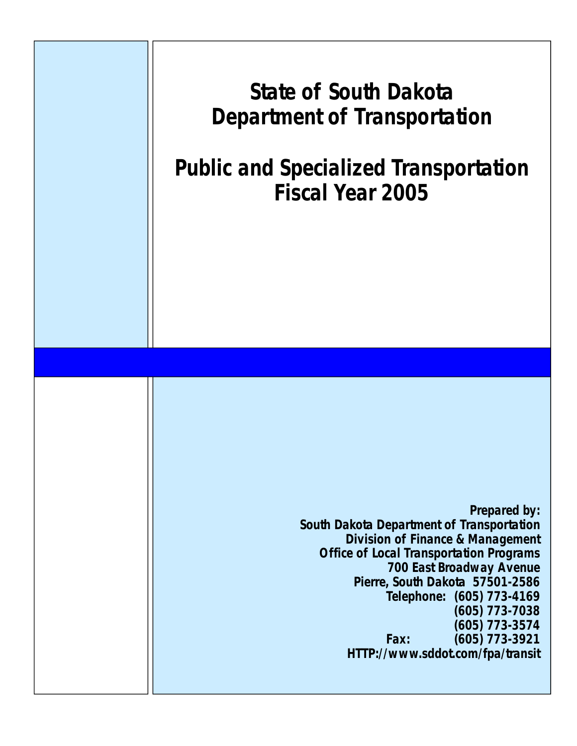# State of South Dakota
# Department of Transportation

## Public and Specialized Transportation
## Fiscal Year 2005

**Prepared by:**
**South Dakota Department of Transportation**
**Division of Finance & Management**
**Office of Local Transportation Programs**
**700 East Broadway Avenue**
**Pierre, South Dakota 57501-2586**
**Telephone: (605) 773-4169**
**(605) 773-7038**
**(605) 773-3574**
**Fax: (605) 773-3921**
**HTTP://www.sddot.com/fpa/transit**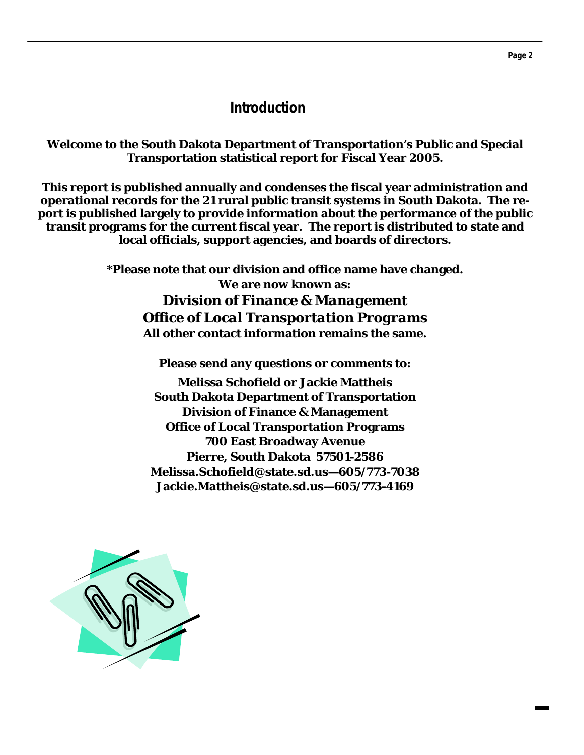# Introduction

**Welcome to the South Dakota Department of Transportation's Public and Special Transportation statistical report for Fiscal Year 2005.**

**This report is published annually and condenses the fiscal year administration and operational records for the 21 rural public transit systems in South Dakota. The report is published largely to provide information about the performance of the public transit programs for the current fiscal year. The report is distributed to state and local officials, support agencies, and boards of directors.**

**\*Please note that our division and office name have changed.**
**We are now known as:**
***Division of Finance & Management***
***Office of Local Transportation Programs***
**All other contact information remains the same.**

**Please send any questions or comments to:**

**Melissa Schofield or Jackie Mattheis**
**South Dakota Department of Transportation**
**Division of Finance & Management**
**Office of Local Transportation Programs**
**700 East Broadway Avenue**
**Pierre, South Dakota 57501-2586**
**Melissa.Schofield@state.sd.us—605/773-7038**
**Jackie.Mattheis@state.sd.us—605/773-4169**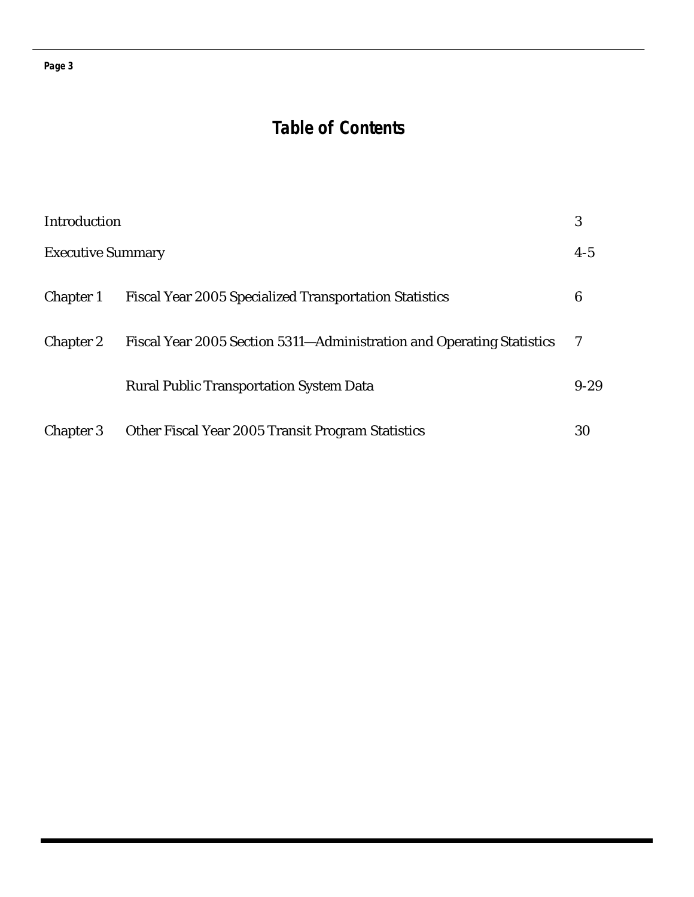# Table of Contents

| | | |
|---|---|---|
| Introduction | | 3 |
| Executive Summary | | 4-5 |
| Chapter 1 | Fiscal Year 2005 Specialized Transportation Statistics | 6 |
| Chapter 2 | Fiscal Year 2005 Section 5311—Administration and Operating Statistics | 7 |
| | Rural Public Transportation System Data | 9-29 |
| Chapter 3 | Other Fiscal Year 2005 Transit Program Statistics | 30 |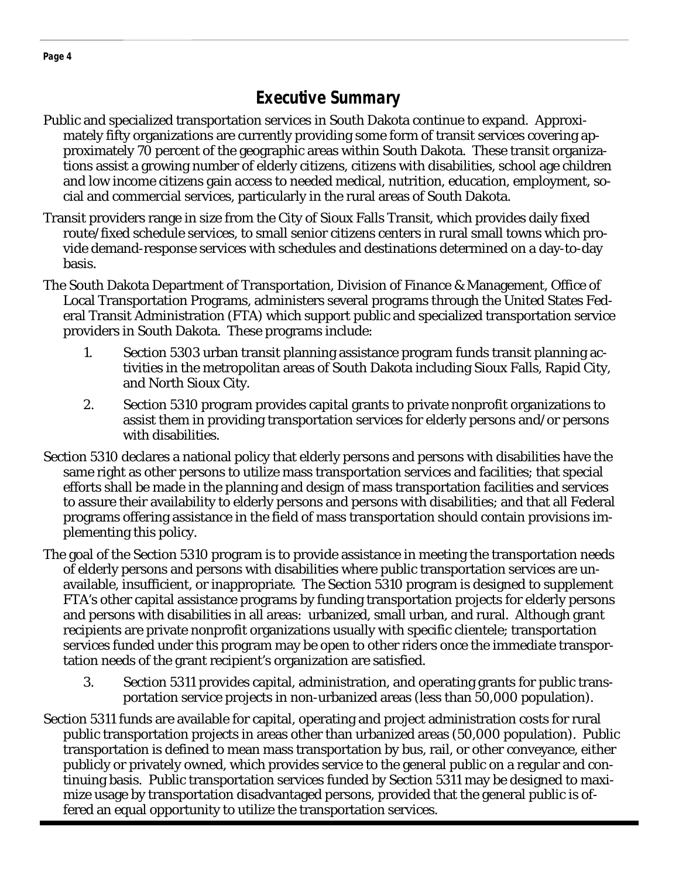# Executive Summary

Public and specialized transportation services in South Dakota continue to expand. Approximately fifty organizations are currently providing some form of transit services covering approximately 70 percent of the geographic areas within South Dakota. These transit organizations assist a growing number of elderly citizens, citizens with disabilities, school age children and low income citizens gain access to needed medical, nutrition, education, employment, social and commercial services, particularly in the rural areas of South Dakota.

Transit providers range in size from the City of Sioux Falls Transit, which provides daily fixed route/fixed schedule services, to small senior citizens centers in rural small towns which provide demand-response services with schedules and destinations determined on a day-to-day basis.

The South Dakota Department of Transportation, Division of Finance & Management, Office of Local Transportation Programs, administers several programs through the United States Federal Transit Administration (FTA) which support public and specialized transportation service providers in South Dakota. These programs include:

1. Section 5303 urban transit planning assistance program funds transit planning activities in the metropolitan areas of South Dakota including Sioux Falls, Rapid City, and North Sioux City.
2. Section 5310 program provides capital grants to private nonprofit organizations to assist them in providing transportation services for elderly persons and/or persons with disabilities.

Section 5310 declares a national policy that elderly persons and persons with disabilities have the same right as other persons to utilize mass transportation services and facilities; that special efforts shall be made in the planning and design of mass transportation facilities and services to assure their availability to elderly persons and persons with disabilities; and that all Federal programs offering assistance in the field of mass transportation should contain provisions implementing this policy.

The goal of the Section 5310 program is to provide assistance in meeting the transportation needs of elderly persons and persons with disabilities where public transportation services are unavailable, insufficient, or inappropriate. The Section 5310 program is designed to supplement FTA's other capital assistance programs by funding transportation projects for elderly persons and persons with disabilities in all areas: urbanized, small urban, and rural. Although grant recipients are private nonprofit organizations usually with specific clientele; transportation services funded under this program may be open to other riders once the immediate transportation needs of the grant recipient's organization are satisfied.

3. Section 5311 provides capital, administration, and operating grants for public transportation service projects in non-urbanized areas (less than 50,000 population).

Section 5311 funds are available for capital, operating and project administration costs for rural public transportation projects in areas other than urbanized areas (50,000 population). Public transportation is defined to mean mass transportation by bus, rail, or other conveyance, either publicly or privately owned, which provides service to the general public on a regular and continuing basis. Public transportation services funded by Section 5311 may be designed to maximize usage by transportation disadvantaged persons, provided that the general public is offered an equal opportunity to utilize the transportation services.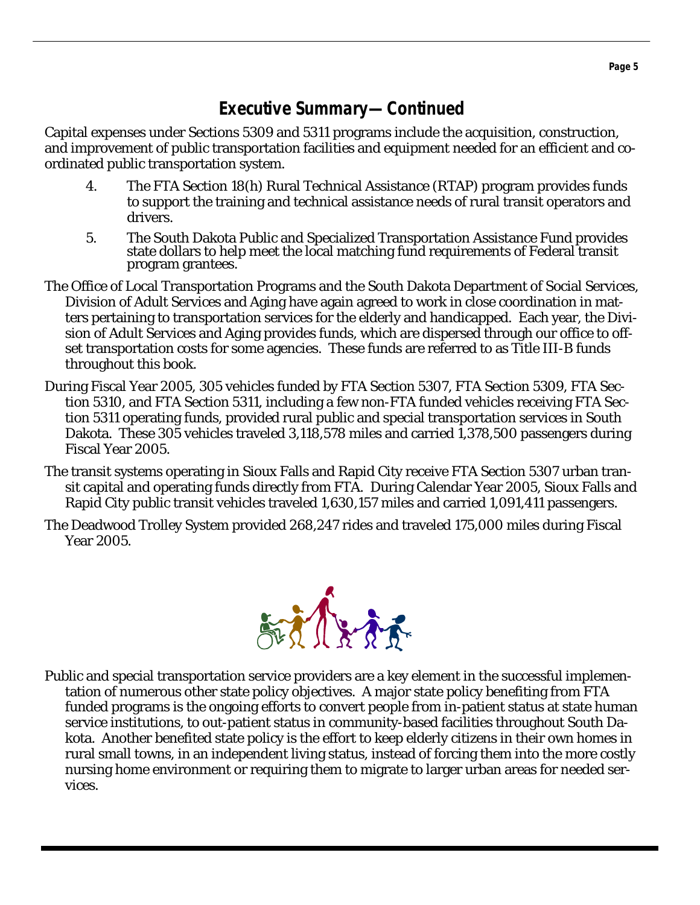## Executive Summary—Continued

Capital expenses under Sections 5309 and 5311 programs include the acquisition, construction, and improvement of public transportation facilities and equipment needed for an efficient and coordinated public transportation system.

4. The FTA Section 18(h) Rural Technical Assistance (RTAP) program provides funds to support the training and technical assistance needs of rural transit operators and drivers.
5. The South Dakota Public and Specialized Transportation Assistance Fund provides state dollars to help meet the local matching fund requirements of Federal transit program grantees.

The Office of Local Transportation Programs and the South Dakota Department of Social Services, Division of Adult Services and Aging have again agreed to work in close coordination in matters pertaining to transportation services for the elderly and handicapped. Each year, the Division of Adult Services and Aging provides funds, which are dispersed through our office to offset transportation costs for some agencies. These funds are referred to as Title III-B funds throughout this book.

During Fiscal Year 2005, 305 vehicles funded by FTA Section 5307, FTA Section 5309, FTA Section 5310, and FTA Section 5311, including a few non-FTA funded vehicles receiving FTA Section 5311 operating funds, provided rural public and special transportation services in South Dakota. These 305 vehicles traveled 3,118,578 miles and carried 1,378,500 passengers during Fiscal Year 2005.

The transit systems operating in Sioux Falls and Rapid City receive FTA Section 5307 urban transit capital and operating funds directly from FTA. During Calendar Year 2005, Sioux Falls and Rapid City public transit vehicles traveled 1,630,157 miles and carried 1,091,411 passengers.

The Deadwood Trolley System provided 268,247 rides and traveled 175,000 miles during Fiscal Year 2005.

Public and special transportation service providers are a key element in the successful implementation of numerous other state policy objectives. A major state policy benefiting from FTA funded programs is the ongoing efforts to convert people from in-patient status at state human service institutions, to out-patient status in community-based facilities throughout South Dakota. Another benefited state policy is the effort to keep elderly citizens in their own homes in rural small towns, in an independent living status, instead of forcing them into the more costly nursing home environment or requiring them to migrate to larger urban areas for needed services.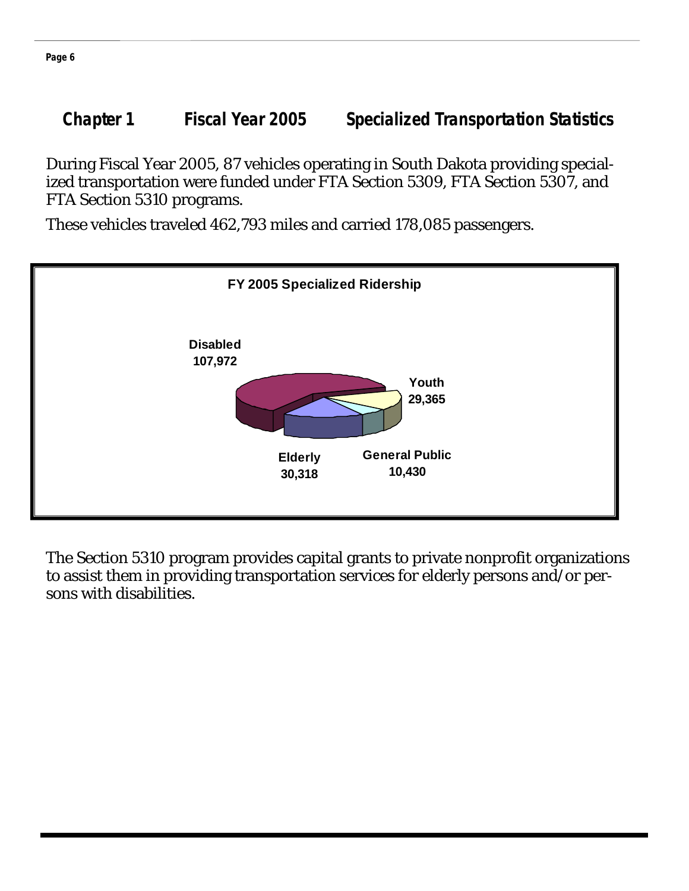## Chapter 1 Fiscal Year 2005 Specialized Transportation Statistics

During Fiscal Year 2005, 87 vehicles operating in South Dakota providing specialized transportation were funded under FTA Section 5309, FTA Section 5307, and FTA Section 5310 programs.

These vehicles traveled 462,793 miles and carried 178,085 passengers.

**FY 2005 Specialized Ridership**

| Category | Ridership |
|---|---|
| Disabled | 107,972 |
| Youth | 29,365 |
| General Public | 10,430 |
| Elderly | 30,318 |

The Section 5310 program provides capital grants to private nonprofit organizations to assist them in providing transportation services for elderly persons and/or persons with disabilities.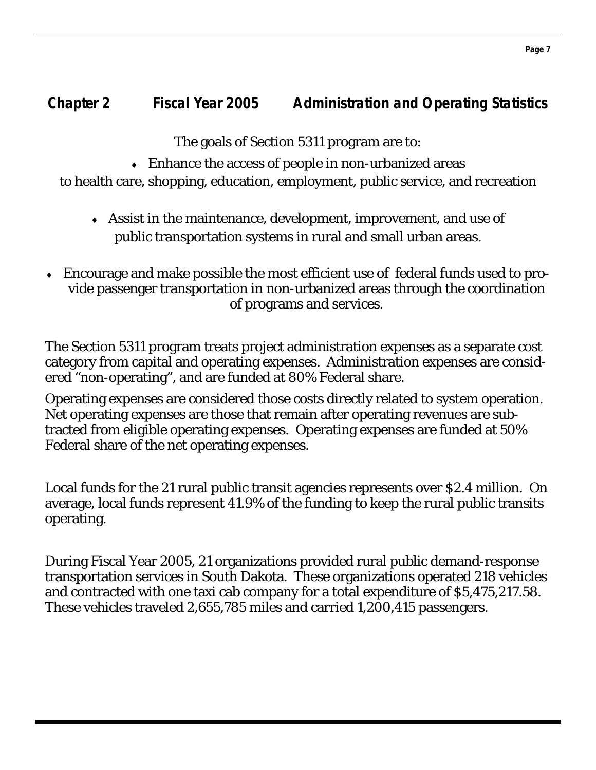## Chapter 2 Fiscal Year 2005 Administration and Operating Statistics

The goals of Section 5311 program are to:

- Enhance the access of people in non-urbanized areas to health care, shopping, education, employment, public service, and recreation

- Assist in the maintenance, development, improvement, and use of public transportation systems in rural and small urban areas.

- Encourage and make possible the most efficient use of federal funds used to provide passenger transportation in non-urbanized areas through the coordination of programs and services.

The Section 5311 program treats project administration expenses as a separate cost category from capital and operating expenses. Administration expenses are considered "non-operating", and are funded at 80% Federal share.

Operating expenses are considered those costs directly related to system operation. Net operating expenses are those that remain after operating revenues are subtracted from eligible operating expenses. Operating expenses are funded at 50% Federal share of the net operating expenses.

Local funds for the 21 rural public transit agencies represents over $2.4 million. On average, local funds represent 41.9% of the funding to keep the rural public transits operating.

During Fiscal Year 2005, 21 organizations provided rural public demand-response transportation services in South Dakota. These organizations operated 218 vehicles and contracted with one taxi cab company for a total expenditure of $5,475,217.58. These vehicles traveled 2,655,785 miles and carried 1,200,415 passengers.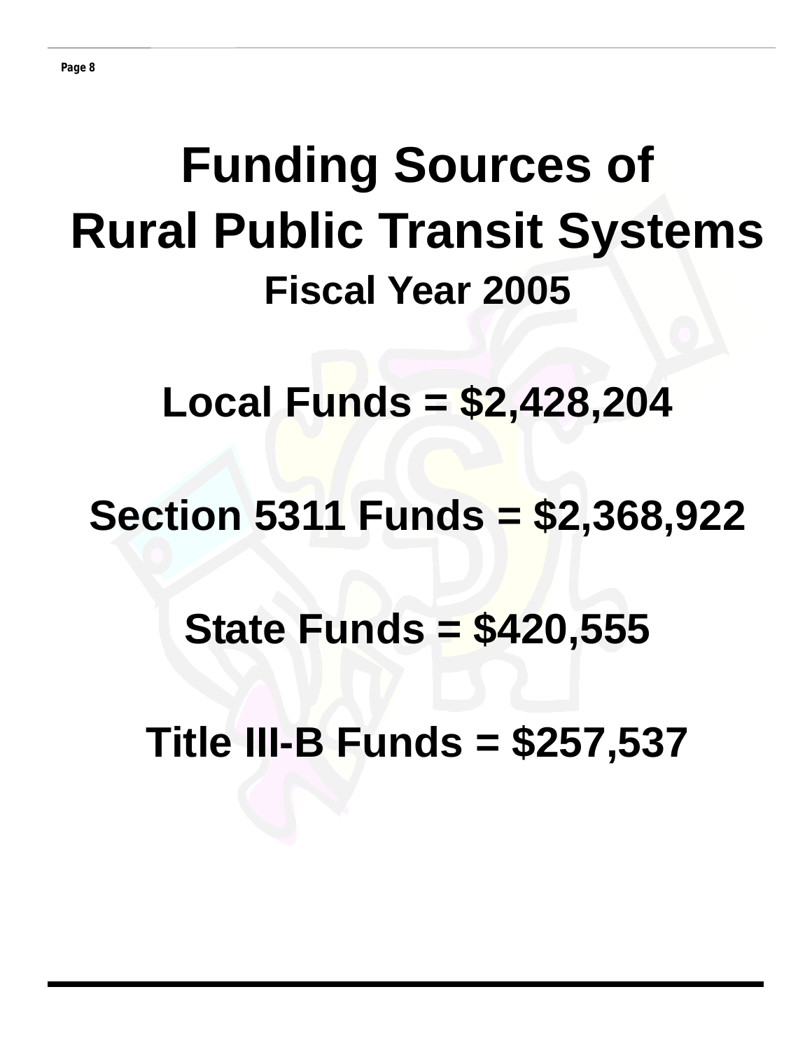# Funding Sources of Rural Public Transit Systems

## Fiscal Year 2005

**Local Funds = $2,428,204**

**Section 5311 Funds = $2,368,922**

**State Funds = $420,555**

**Title III-B Funds = $257,537**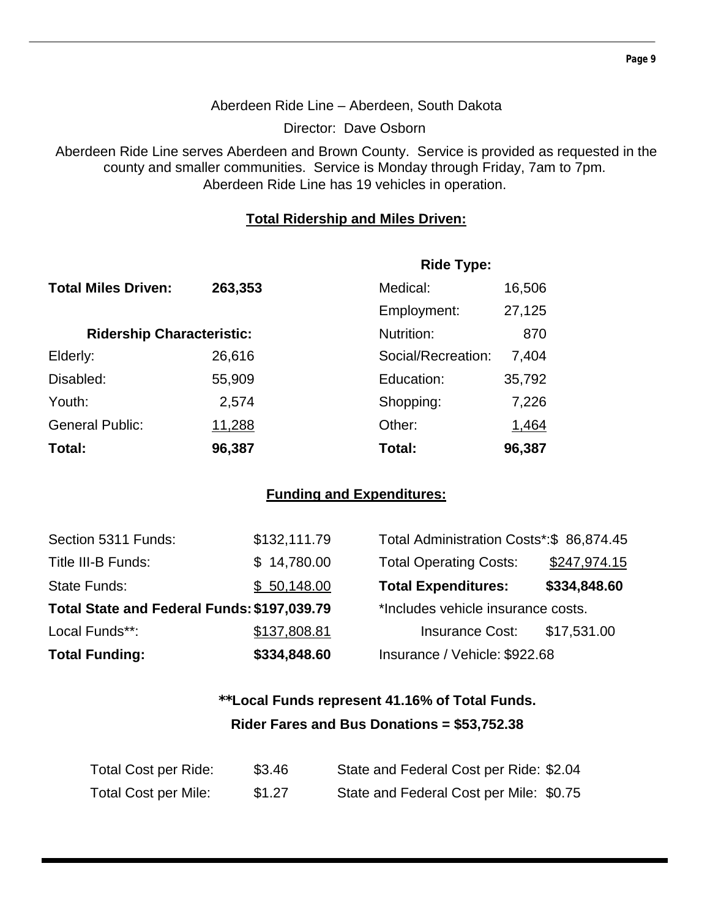Aberdeen Ride Line – Aberdeen, South Dakota

Director: Dave Osborn

Aberdeen Ride Line serves Aberdeen and Brown County. Service is provided as requested in the county and smaller communities. Service is Monday through Friday, 7am to 7pm. Aberdeen Ride Line has 19 vehicles in operation.

## Total Ridership and Miles Driven:

**Total Miles Driven:** **263,353**

| **Ridership Characteristic:** | | **Ride Type:** | |
|---|---|---|---|
| Elderly: | 26,616 | Medical: | 16,506 |
| Disabled: | 55,909 | Employment: | 27,125 |
| Youth: | 2,574 | Nutrition: | 870 |
| General Public: | 11,288 | Social/Recreation: | 7,404 |
| | | Education: | 35,792 |
| | | Shopping: | 7,226 |
| | | Other: | 1,464 |
| **Total:** | **96,387** | **Total:** | **96,387** |

## Funding and Expenditures:

| | | | |
|---|---|---|---|
| Section 5311 Funds: | $132,111.79 | Total Administration Costs*: | $ 86,874.45 |
| Title III-B Funds: | $ 14,780.00 | Total Operating Costs: | $247,974.15 |
| State Funds: | $ 50,148.00 | **Total Expenditures:** | **$334,848.60** |
| **Total State and Federal Funds:** | **$197,039.79** | *Includes vehicle insurance costs. | |
| Local Funds**: | $137,808.81 | Insurance Cost: | $17,531.00 |
| **Total Funding:** | **$334,848.60** | Insurance / Vehicle: | $922.68 |

**\*\*Local Funds represent 41.16% of Total Funds.**

**Rider Fares and Bus Donations = $53,752.38**

| | | | |
|---|---|---|---|
| Total Cost per Ride: | $3.46 | State and Federal Cost per Ride: | $2.04 |
| Total Cost per Mile: | $1.27 | State and Federal Cost per Mile: | $0.75 |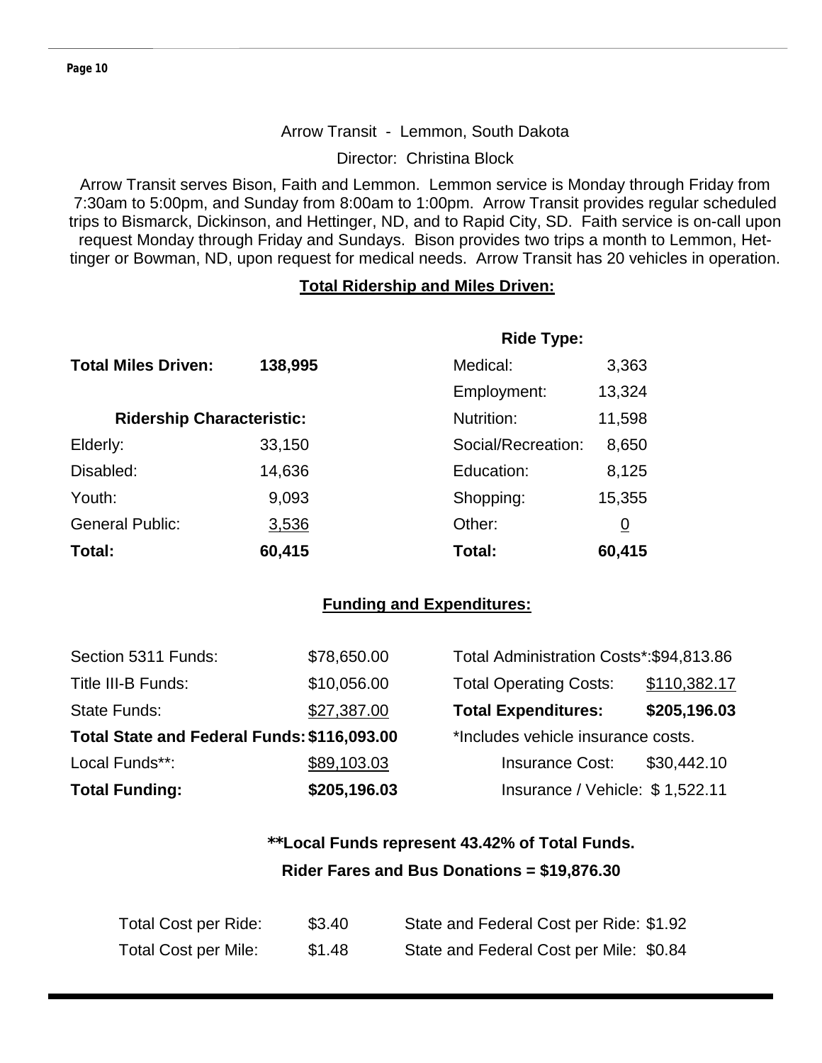Arrow Transit - Lemmon, South Dakota

Director: Christina Block

Arrow Transit serves Bison, Faith and Lemmon. Lemmon service is Monday through Friday from 7:30am to 5:00pm, and Sunday from 8:00am to 1:00pm. Arrow Transit provides regular scheduled trips to Bismarck, Dickinson, and Hettinger, ND, and to Rapid City, SD. Faith service is on-call upon request Monday through Friday and Sundays. Bison provides two trips a month to Lemmon, Hettinger or Bowman, ND, upon request for medical needs. Arrow Transit has 20 vehicles in operation.

## Total Ridership and Miles Driven:

**Total Miles Driven: 138,995**

| **Ridership Characteristic:** | |
|---|---|
| Elderly: | 33,150 |
| Disabled: | 14,636 |
| Youth: | 9,093 |
| General Public: | 3,536 |
| **Total:** | **60,415** |

| **Ride Type:** | |
|---|---|
| Medical: | 3,363 |
| Employment: | 13,324 |
| Nutrition: | 11,598 |
| Social/Recreation: | 8,650 |
| Education: | 8,125 |
| Shopping: | 15,355 |
| Other: | 0 |
| **Total:** | **60,415** |

## Funding and Expenditures:

| | |
|---|---|
| Section 5311 Funds: | $78,650.00 |
| Title III-B Funds: | $10,056.00 |
| State Funds: | $27,387.00 |
| **Total State and Federal Funds:** | **$116,093.00** |
| Local Funds**: | $89,103.03 |
| **Total Funding:** | **$205,196.03** |

| | |
|---|---|
| Total Administration Costs*: | $94,813.86 |
| Total Operating Costs: | $110,382.17 |
| **Total Expenditures:** | **$205,196.03** |

*Includes vehicle insurance costs.

| | |
|---|---|
| Insurance Cost: | $30,442.10 |
| Insurance / Vehicle: | $ 1,522.11 |

**\*\*Local Funds represent 43.42% of Total Funds.**

**Rider Fares and Bus Donations = $19,876.30**

| | | | |
|---|---|---|---|
| Total Cost per Ride: | $3.40 | State and Federal Cost per Ride: | $1.92 |
| Total Cost per Mile: | $1.48 | State and Federal Cost per Mile: | $0.84 |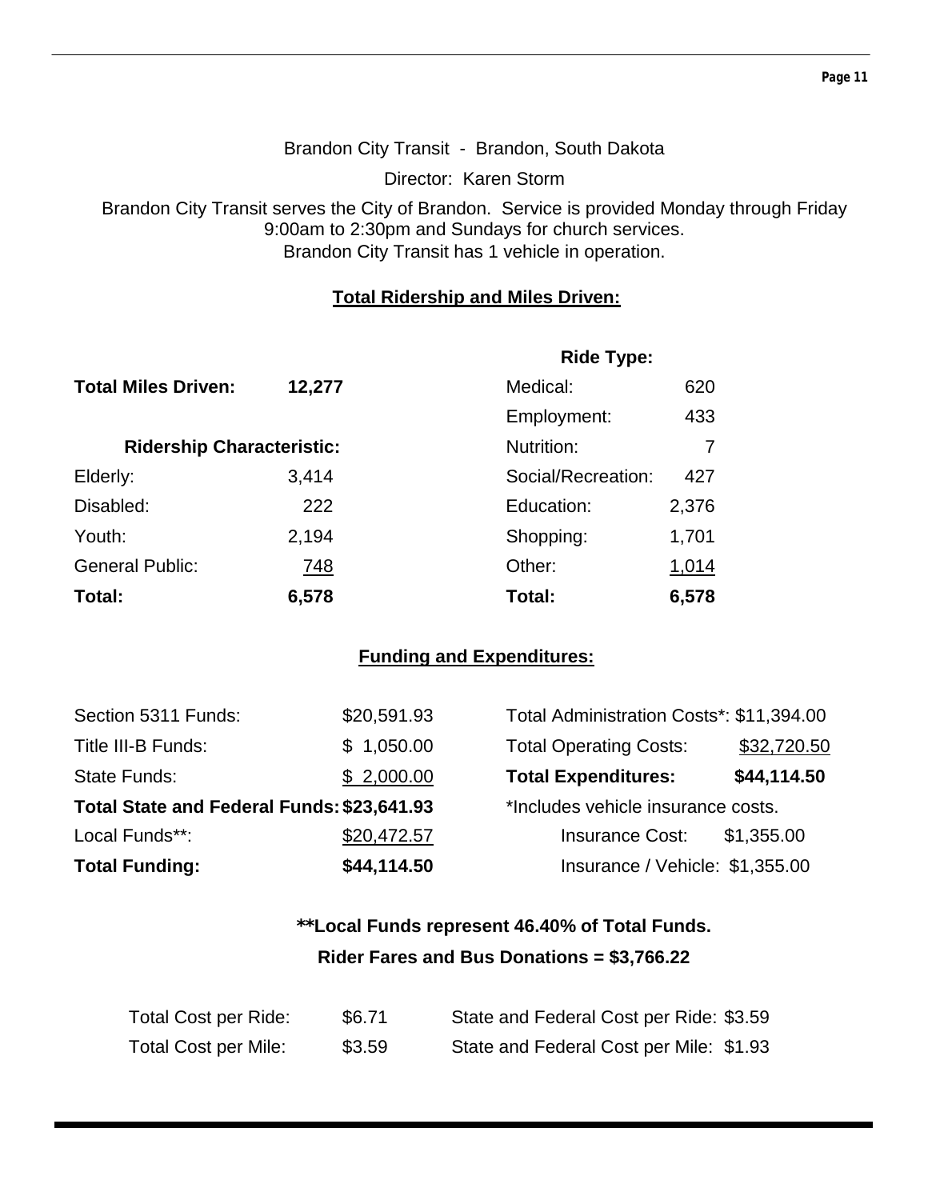Brandon City Transit - Brandon, South Dakota

Director: Karen Storm

Brandon City Transit serves the City of Brandon. Service is provided Monday through Friday 9:00am to 2:30pm and Sundays for church services.
Brandon City Transit has 1 vehicle in operation.

## Total Ridership and Miles Driven:

**Total Miles Driven:** **12,277**

| **Ridership Characteristic:** | | **Ride Type:** | |
|---|---|---|---|
| Elderly: | 3,414 | Medical: | 620 |
| Disabled: | 222 | Employment: | 433 |
| Youth: | 2,194 | Nutrition: | 7 |
| General Public: | 748 | Social/Recreation: | 427 |
| **Total:** | **6,578** | Education: | 2,376 |
| | | Shopping: | 1,701 |
| | | Other: | 1,014 |
| | | **Total:** | **6,578** |

## Funding and Expenditures:

| | |
|---|---|
| Section 5311 Funds: | $20,591.93 |
| Title III-B Funds: | $ 1,050.00 |
| State Funds: | $ 2,000.00 |
| **Total State and Federal Funds:** | **$23,641.93** |
| Local Funds**: | $20,472.57 |
| **Total Funding:** | **$44,114.50** |

| | |
|---|---|
| Total Administration Costs*: | $11,394.00 |
| Total Operating Costs: | $32,720.50 |
| **Total Expenditures:** | **$44,114.50** |

*Includes vehicle insurance costs.

| | |
|---|---|
| Insurance Cost: | $1,355.00 |
| Insurance / Vehicle: | $1,355.00 |

**\*\*Local Funds represent 46.40% of Total Funds.**

**Rider Fares and Bus Donations = $3,766.22**

| | | | |
|---|---|---|---|
| Total Cost per Ride: | $6.71 | State and Federal Cost per Ride: | $3.59 |
| Total Cost per Mile: | $3.59 | State and Federal Cost per Mile: | $1.93 |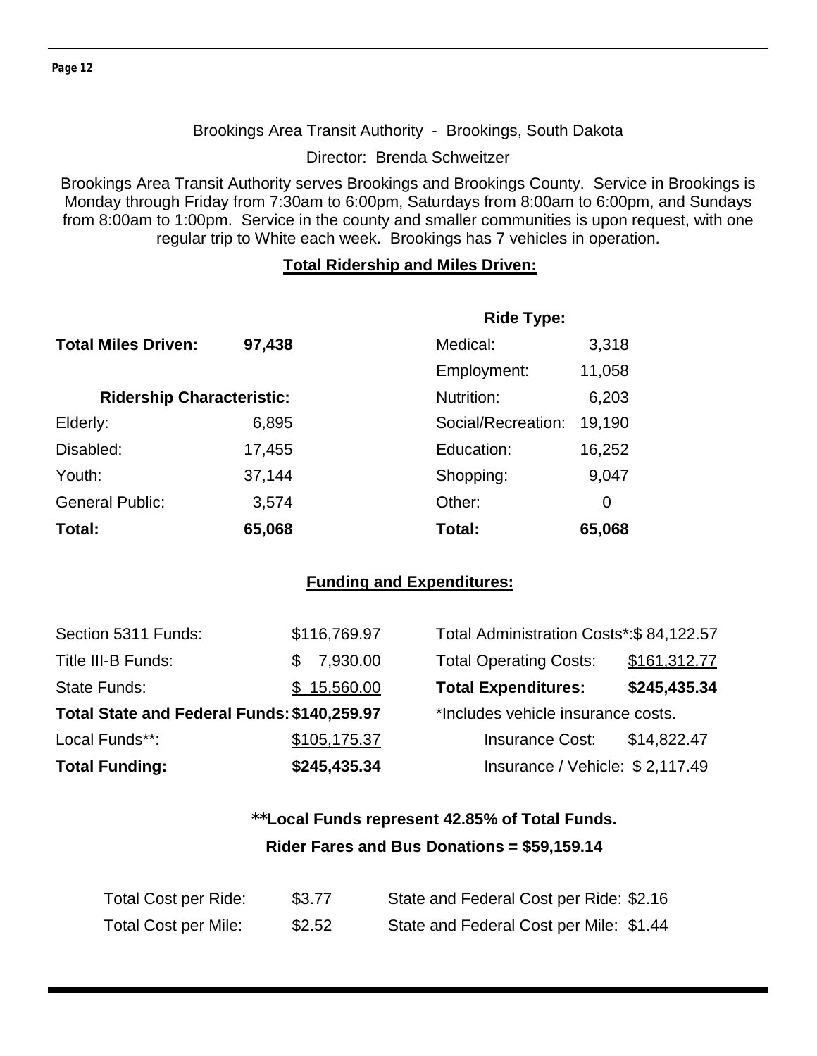Brookings Area Transit Authority - Brookings, South Dakota

Director: Brenda Schweitzer

Brookings Area Transit Authority serves Brookings and Brookings County. Service in Brookings is Monday through Friday from 7:30am to 6:00pm, Saturdays from 8:00am to 6:00pm, and Sundays from 8:00am to 1:00pm. Service in the county and smaller communities is upon request, with one regular trip to White each week. Brookings has 7 vehicles in operation.

## Total Ridership and Miles Driven:

**Total Miles Driven:** **97,438**

| **Ridership Characteristic:** | | **Ride Type:** | |
|---|---|---|---|
| | | Medical: | 3,318 |
| | | Employment: | 11,058 |
| | | Nutrition: | 6,203 |
| Elderly: | 6,895 | Social/Recreation: | 19,190 |
| Disabled: | 17,455 | Education: | 16,252 |
| Youth: | 37,144 | Shopping: | 9,047 |
| General Public: | 3,574 | Other: | 0 |
| **Total:** | **65,068** | **Total:** | **65,068** |

## Funding and Expenditures:

| | | | |
|---|---|---|---|
| Section 5311 Funds: | $116,769.97 | Total Administration Costs*: | $ 84,122.57 |
| Title III-B Funds: | $ 7,930.00 | Total Operating Costs: | $161,312.77 |
| State Funds: | $ 15,560.00 | **Total Expenditures:** | **$245,435.34** |
| **Total State and Federal Funds:** | **$140,259.97** | *Includes vehicle insurance costs. | |
| Local Funds**: | $105,175.37 | Insurance Cost: | $14,822.47 |
| **Total Funding:** | **$245,435.34** | Insurance / Vehicle: | $ 2,117.49 |

**\*\*Local Funds represent 42.85% of Total Funds.**

**Rider Fares and Bus Donations = $59,159.14**

| | | | |
|---|---|---|---|
| Total Cost per Ride: | $3.77 | State and Federal Cost per Ride: | $2.16 |
| Total Cost per Mile: | $2.52 | State and Federal Cost per Mile: | $1.44 |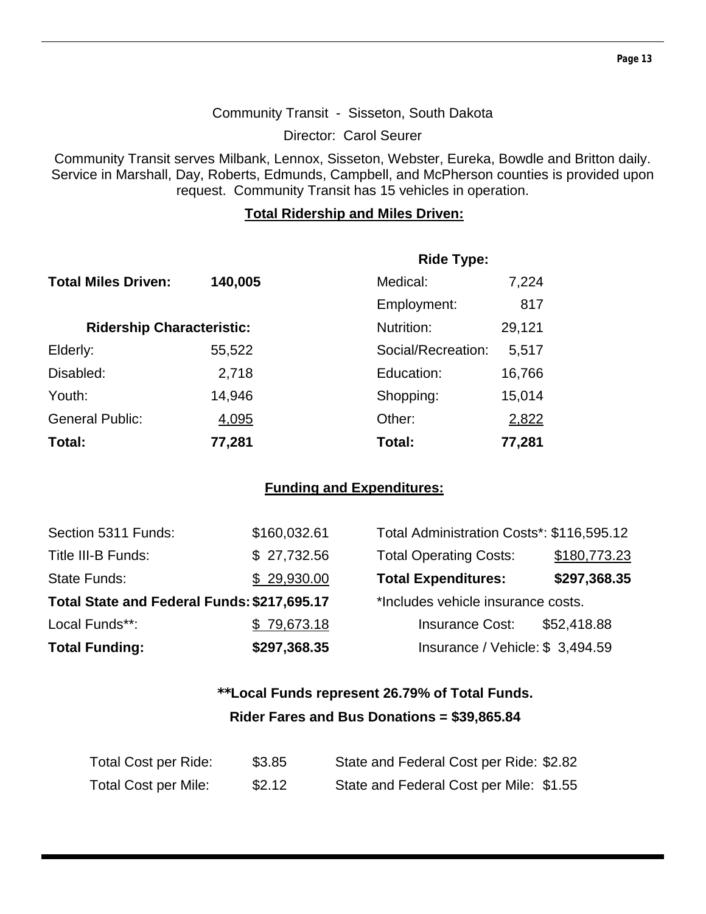## Community Transit - Sisseton, South Dakota

Director: Carol Seurer

Community Transit serves Milbank, Lennox, Sisseton, Webster, Eureka, Bowdle and Britton daily. Service in Marshall, Day, Roberts, Edmunds, Campbell, and McPherson counties is provided upon request. Community Transit has 15 vehicles in operation.

### Total Ridership and Miles Driven:

**Total Miles Driven:** **140,005**

| **Ridership Characteristic:** | |
|---|---|
| Elderly: | 55,522 |
| Disabled: | 2,718 |
| Youth: | 14,946 |
| General Public: | 4,095 |
| **Total:** | **77,281** |

| **Ride Type:** | |
|---|---|
| Medical: | 7,224 |
| Employment: | 817 |
| Nutrition: | 29,121 |
| Social/Recreation: | 5,517 |
| Education: | 16,766 |
| Shopping: | 15,014 |
| Other: | 2,822 |
| **Total:** | **77,281** |

### Funding and Expenditures:

| | |
|---|---|
| Section 5311 Funds: | $160,032.61 |
| Title III-B Funds: | $ 27,732.56 |
| State Funds: | $ 29,930.00 |
| **Total State and Federal Funds:** | **$217,695.17** |
| Local Funds**: | $ 79,673.18 |
| **Total Funding:** | **$297,368.35** |

| | |
|---|---|
| Total Administration Costs*: | $116,595.12 |
| Total Operating Costs: | $180,773.23 |
| **Total Expenditures:** | **$297,368.35** |

*Includes vehicle insurance costs.

| | |
|---|---|
| Insurance Cost: | $52,418.88 |
| Insurance / Vehicle: | $ 3,494.59 |

**\*\*Local Funds represent 26.79% of Total Funds.**

**Rider Fares and Bus Donations = $39,865.84**

| | | | |
|---|---|---|---|
| Total Cost per Ride: | $3.85 | State and Federal Cost per Ride: | $2.82 |
| Total Cost per Mile: | $2.12 | State and Federal Cost per Mile: | $1.55 |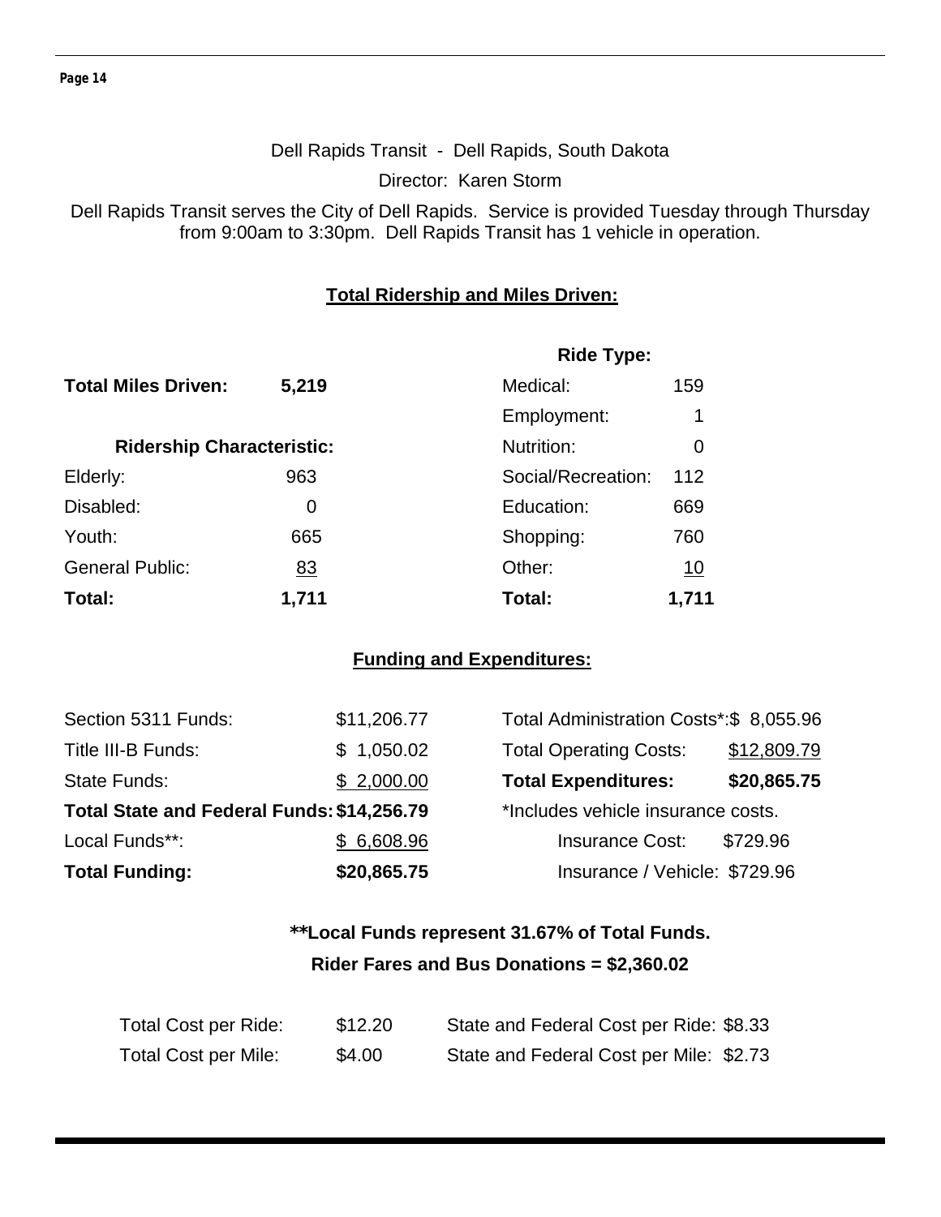Dell Rapids Transit - Dell Rapids, South Dakota

Director: Karen Storm

Dell Rapids Transit serves the City of Dell Rapids. Service is provided Tuesday through Thursday from 9:00am to 3:30pm. Dell Rapids Transit has 1 vehicle in operation.

## Total Ridership and Miles Driven:

**Total Miles Driven:** **5,219**

| Ridership Characteristic: | |
|---|---|
| Elderly: | 963 |
| Disabled: | 0 |
| Youth: | 665 |
| General Public: | 83 |
| **Total:** | **1,711** |

| Ride Type: | |
|---|---|
| Medical: | 159 |
| Employment: | 1 |
| Nutrition: | 0 |
| Social/Recreation: | 112 |
| Education: | 669 |
| Shopping: | 760 |
| Other: | 10 |
| **Total:** | **1,711** |

## Funding and Expenditures:

| | |
|---|---|
| Section 5311 Funds: | $11,206.77 |
| Title III-B Funds: | $ 1,050.02 |
| State Funds: | $ 2,000.00 |
| **Total State and Federal Funds:** | **$14,256.79** |
| Local Funds**: | $ 6,608.96 |
| **Total Funding:** | **$20,865.75** |

| | |
|---|---|
| Total Administration Costs*: | $ 8,055.96 |
| Total Operating Costs: | $12,809.79 |
| **Total Expenditures:** | **$20,865.75** |

*Includes vehicle insurance costs.

| | |
|---|---|
| Insurance Cost: | $729.96 |
| Insurance / Vehicle: | $729.96 |

**\*\*Local Funds represent 31.67% of Total Funds.**

**Rider Fares and Bus Donations = $2,360.02**

| | | | |
|---|---|---|---|
| Total Cost per Ride: | $12.20 | State and Federal Cost per Ride: | $8.33 |
| Total Cost per Mile: | $4.00 | State and Federal Cost per Mile: | $2.73 |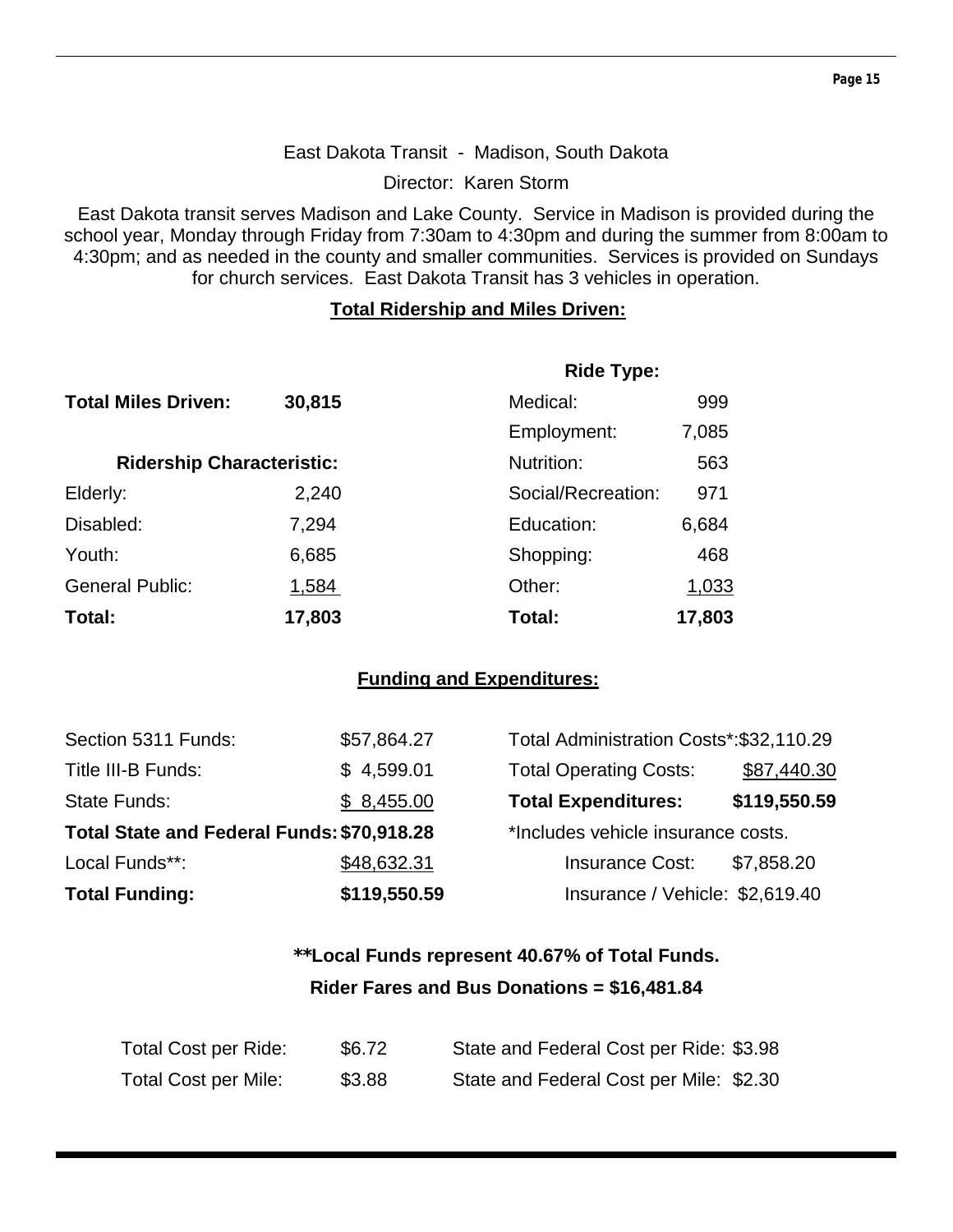East Dakota Transit - Madison, South Dakota

Director: Karen Storm

East Dakota transit serves Madison and Lake County. Service in Madison is provided during the school year, Monday through Friday from 7:30am to 4:30pm and during the summer from 8:00am to 4:30pm; and as needed in the county and smaller communities. Services is provided on Sundays for church services. East Dakota Transit has 3 vehicles in operation.

**Total Ridership and Miles Driven:**

| | | **Ride Type:** | |
|---|---|---|---|
| **Total Miles Driven:** | **30,815** | Medical: | 999 |
| | | Employment: | 7,085 |
| **Ridership Characteristic:** | | Nutrition: | 563 |
| Elderly: | 2,240 | Social/Recreation: | 971 |
| Disabled: | 7,294 | Education: | 6,684 |
| Youth: | 6,685 | Shopping: | 468 |
| General Public: | 1,584 | Other: | 1,033 |
| **Total:** | **17,803** | **Total:** | **17,803** |

**Funding and Expenditures:**

| | | | |
|---|---|---|---|
| Section 5311 Funds: | $57,864.27 | Total Administration Costs*: | $32,110.29 |
| Title III-B Funds: | $ 4,599.01 | Total Operating Costs: | $87,440.30 |
| State Funds: | $ 8,455.00 | **Total Expenditures:** | **$119,550.59** |
| **Total State and Federal Funds:** | **$70,918.28** | *Includes vehicle insurance costs. | |
| Local Funds**: | $48,632.31 | Insurance Cost: | $7,858.20 |
| **Total Funding:** | **$119,550.59** | Insurance / Vehicle: | $2,619.40 |

**\*\*Local Funds represent 40.67% of Total Funds.**

**Rider Fares and Bus Donations = $16,481.84**

| | | | |
|---|---|---|---|
| Total Cost per Ride: | $6.72 | State and Federal Cost per Ride: | $3.98 |
| Total Cost per Mile: | $3.88 | State and Federal Cost per Mile: | $2.30 |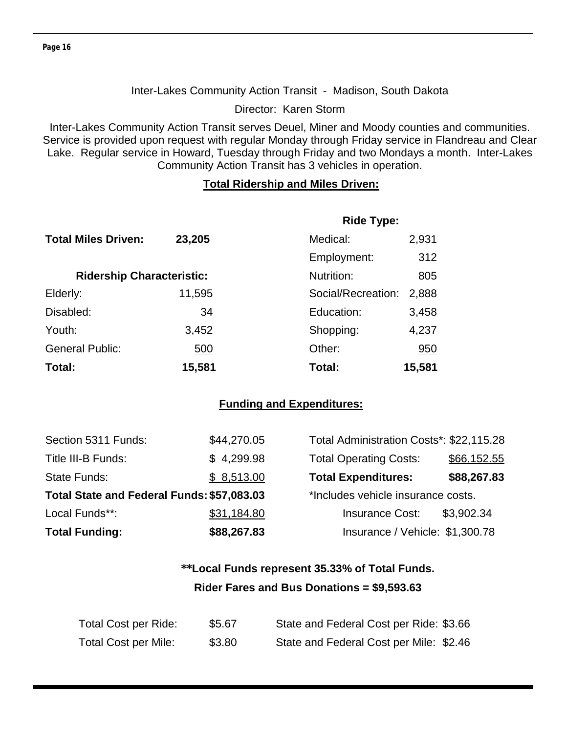Inter-Lakes Community Action Transit - Madison, South Dakota

Director: Karen Storm

Inter-Lakes Community Action Transit serves Deuel, Miner and Moody counties and communities. Service is provided upon request with regular Monday through Friday service in Flandreau and Clear Lake. Regular service in Howard, Tuesday through Friday and two Mondays a month. Inter-Lakes Community Action Transit has 3 vehicles in operation.

**Total Ridership and Miles Driven:**

**Total Miles Driven:** **23,205**

| **Ridership Characteristic:** | | **Ride Type:** | |
|---|---|---|---|
| Elderly: | 11,595 | Medical: | 2,931 |
| Disabled: | 34 | Employment: | 312 |
| Youth: | 3,452 | Nutrition: | 805 |
| General Public: | 500 | Social/Recreation: | 2,888 |
| | | Education: | 3,458 |
| | | Shopping: | 4,237 |
| | | Other: | 950 |
| **Total:** | **15,581** | **Total:** | **15,581** |

**Funding and Expenditures:**

| | | | |
|---|---|---|---|
| Section 5311 Funds: | $44,270.05 | Total Administration Costs*: | $22,115.28 |
| Title III-B Funds: | $ 4,299.98 | Total Operating Costs: | $66,152.55 |
| State Funds: | $ 8,513.00 | **Total Expenditures:** | **$88,267.83** |
| **Total State and Federal Funds:** | **$57,083.03** | *Includes vehicle insurance costs. | |
| Local Funds**: | $31,184.80 | Insurance Cost: | $3,902.34 |
| **Total Funding:** | **$88,267.83** | Insurance / Vehicle: | $1,300.78 |

**\*\*Local Funds represent 35.33% of Total Funds.**

**Rider Fares and Bus Donations = $9,593.63**

| | | | |
|---|---|---|---|
| Total Cost per Ride: | $5.67 | State and Federal Cost per Ride: | $3.66 |
| Total Cost per Mile: | $3.80 | State and Federal Cost per Mile: | $2.46 |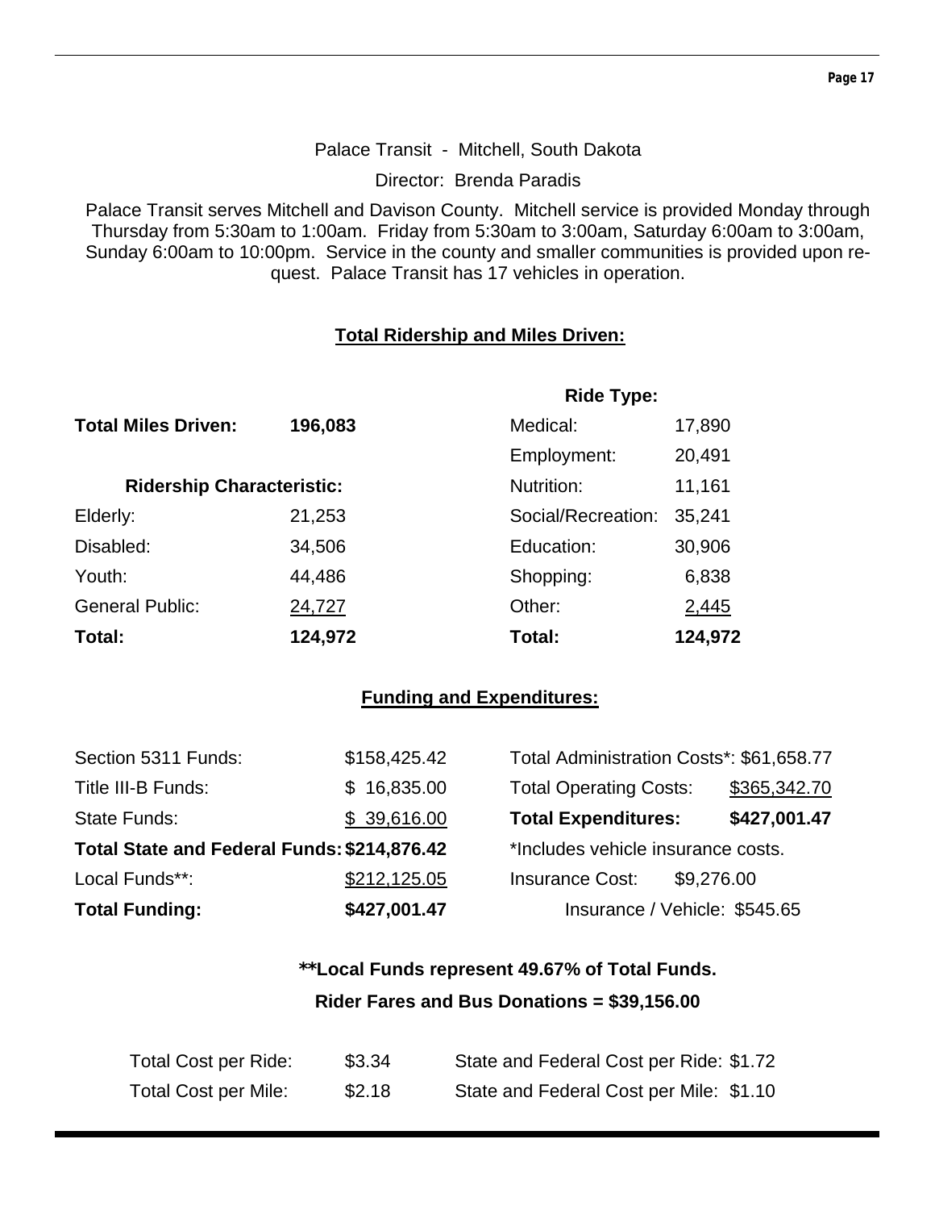Palace Transit - Mitchell, South Dakota

Director: Brenda Paradis

Palace Transit serves Mitchell and Davison County. Mitchell service is provided Monday through Thursday from 5:30am to 1:00am. Friday from 5:30am to 3:00am, Saturday 6:00am to 3:00am, Sunday 6:00am to 10:00pm. Service in the county and smaller communities is provided upon request. Palace Transit has 17 vehicles in operation.

## Total Ridership and Miles Driven:

**Total Miles Driven:** **196,083**

| Ridership Characteristic: | | Ride Type: | |
|---|---|---|---|
| Elderly: | 21,253 | Medical: | 17,890 |
| Disabled: | 34,506 | Employment: | 20,491 |
| Youth: | 44,486 | Nutrition: | 11,161 |
| General Public: | 24,727 | Social/Recreation: | 35,241 |
| | | Education: | 30,906 |
| | | Shopping: | 6,838 |
| | | Other: | 2,445 |
| **Total:** | **124,972** | **Total:** | **124,972** |

## Funding and Expenditures:

| | | | |
|---|---|---|---|
| Section 5311 Funds: | $158,425.42 | Total Administration Costs*: | $61,658.77 |
| Title III-B Funds: | $ 16,835.00 | Total Operating Costs: | $365,342.70 |
| State Funds: | $ 39,616.00 | **Total Expenditures:** | **$427,001.47** |
| **Total State and Federal Funds:** | **$214,876.42** | *Includes vehicle insurance costs. | |
| Local Funds**: | $212,125.05 | Insurance Cost: | $9,276.00 |
| **Total Funding:** | **$427,001.47** | Insurance / Vehicle: | $545.65 |

**\*\*Local Funds represent 49.67% of Total Funds.**

**Rider Fares and Bus Donations = $39,156.00**

| | | | |
|---|---|---|---|
| Total Cost per Ride: | $3.34 | State and Federal Cost per Ride: | $1.72 |
| Total Cost per Mile: | $2.18 | State and Federal Cost per Mile: | $1.10 |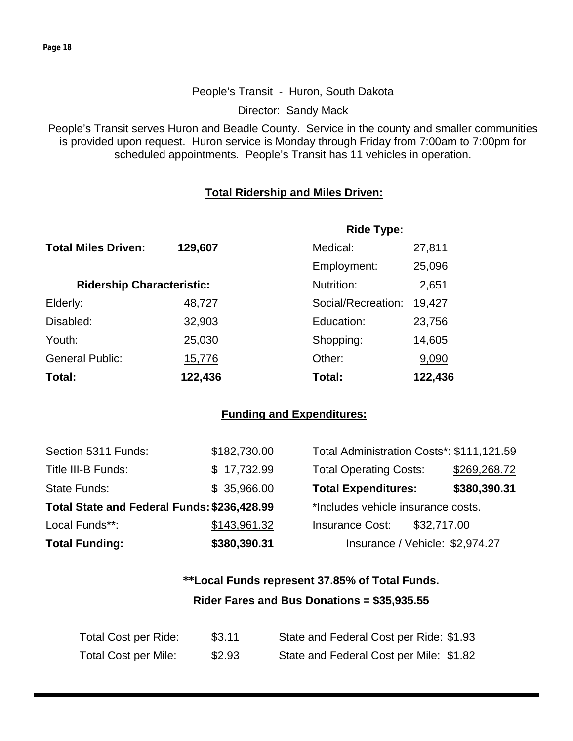People's Transit - Huron, South Dakota

Director: Sandy Mack

People's Transit serves Huron and Beadle County. Service in the county and smaller communities is provided upon request. Huron service is Monday through Friday from 7:00am to 7:00pm for scheduled appointments. People's Transit has 11 vehicles in operation.

## Total Ridership and Miles Driven:

**Total Miles Driven: 129,607**

| Ridership Characteristic: | | Ride Type: | |
|---|---|---|---|
| | | Medical: | 27,811 |
| | | Employment: | 25,096 |
| | | Nutrition: | 2,651 |
| Elderly: | 48,727 | Social/Recreation: | 19,427 |
| Disabled: | 32,903 | Education: | 23,756 |
| Youth: | 25,030 | Shopping: | 14,605 |
| General Public: | 15,776 | Other: | 9,090 |
| **Total:** | **122,436** | **Total:** | **122,436** |

## Funding and Expenditures:

| Funding | | Expenditures | |
|---|---|---|---|
| Section 5311 Funds: | $182,730.00 | Total Administration Costs*: | $111,121.59 |
| Title III-B Funds: | $ 17,732.99 | Total Operating Costs: | $269,268.72 |
| State Funds: | $ 35,966.00 | **Total Expenditures:** | **$380,390.31** |
| **Total State and Federal Funds:** | **$236,428.99** | *Includes vehicle insurance costs. | |
| Local Funds**: | $143,961.32 | Insurance Cost: | $32,717.00 |
| **Total Funding:** | **$380,390.31** | Insurance / Vehicle: | $2,974.27 |

**\*\*Local Funds represent 37.85% of Total Funds.**

**Rider Fares and Bus Donations = $35,935.55**

| | | | |
|---|---|---|---|
| Total Cost per Ride: | $3.11 | State and Federal Cost per Ride: | $1.93 |
| Total Cost per Mile: | $2.93 | State and Federal Cost per Mile: | $1.82 |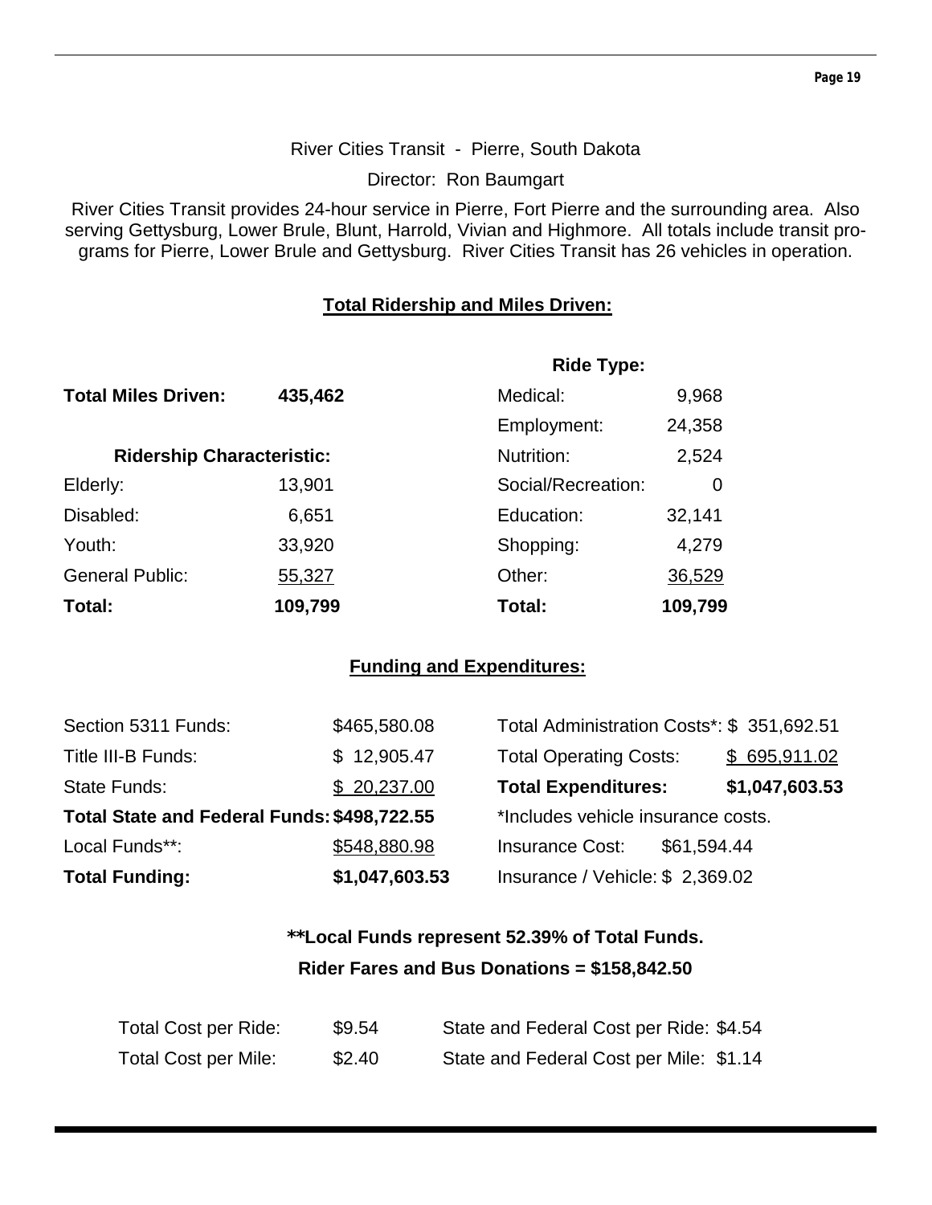River Cities Transit - Pierre, South Dakota

Director: Ron Baumgart

River Cities Transit provides 24-hour service in Pierre, Fort Pierre and the surrounding area. Also serving Gettysburg, Lower Brule, Blunt, Harrold, Vivian and Highmore. All totals include transit programs for Pierre, Lower Brule and Gettysburg. River Cities Transit has 26 vehicles in operation.

## Total Ridership and Miles Driven:

**Total Miles Driven:** **435,462**

| Ridership Characteristic: | | Ride Type: | |
|---|---|---|---|
| Elderly: | 13,901 | Medical: | 9,968 |
| Disabled: | 6,651 | Employment: | 24,358 |
| Youth: | 33,920 | Nutrition: | 2,524 |
| General Public: | 55,327 | Social/Recreation: | 0 |
| | | Education: | 32,141 |
| | | Shopping: | 4,279 |
| | | Other: | 36,529 |
| **Total:** | **109,799** | **Total:** | **109,799** |

## Funding and Expenditures:

| | | | |
|---|---|---|---|
| Section 5311 Funds: | $465,580.08 | Total Administration Costs*: | $ 351,692.51 |
| Title III-B Funds: | $ 12,905.47 | Total Operating Costs: | $ 695,911.02 |
| State Funds: | $ 20,237.00 | **Total Expenditures:** | **$1,047,603.53** |
| **Total State and Federal Funds:** | **$498,722.55** | *Includes vehicle insurance costs. | |
| Local Funds**: | $548,880.98 | Insurance Cost: | $61,594.44 |
| **Total Funding:** | **$1,047,603.53** | Insurance / Vehicle: | $ 2,369.02 |

**\*\*Local Funds represent 52.39% of Total Funds.**

**Rider Fares and Bus Donations = $158,842.50**

| | | | |
|---|---|---|---|
| Total Cost per Ride: | $9.54 | State and Federal Cost per Ride: | $4.54 |
| Total Cost per Mile: | $2.40 | State and Federal Cost per Mile: | $1.14 |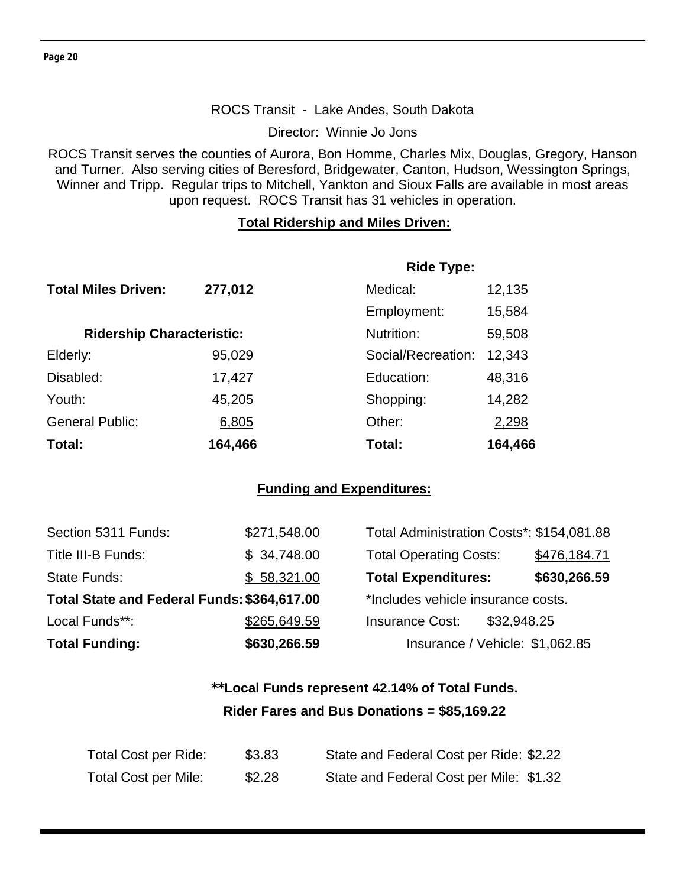ROCS Transit - Lake Andes, South Dakota

Director: Winnie Jo Jons

ROCS Transit serves the counties of Aurora, Bon Homme, Charles Mix, Douglas, Gregory, Hanson and Turner. Also serving cities of Beresford, Bridgewater, Canton, Hudson, Wessington Springs, Winner and Tripp. Regular trips to Mitchell, Yankton and Sioux Falls are available in most areas upon request. ROCS Transit has 31 vehicles in operation.

**Total Ridership and Miles Driven:**

**Total Miles Driven:** **277,012**

| **Ridership Characteristic:** | | **Ride Type:** | |
|---|---|---|---|
| | | Medical: | 12,135 |
| | | Employment: | 15,584 |
| Elderly: | 95,029 | Nutrition: | 59,508 |
| Disabled: | 17,427 | Social/Recreation: | 12,343 |
| Youth: | 45,205 | Education: | 48,316 |
| General Public: | 6,805 | Shopping: | 14,282 |
| | | Other: | 2,298 |
| **Total:** | **164,466** | **Total:** | **164,466** |

**Funding and Expenditures:**

| | | | |
|---|---|---|---|
| Section 5311 Funds: | $271,548.00 | Total Administration Costs*: | $154,081.88 |
| Title III-B Funds: | $ 34,748.00 | Total Operating Costs: | $476,184.71 |
| State Funds: | $ 58,321.00 | **Total Expenditures:** | **$630,266.59** |
| **Total State and Federal Funds:** | **$364,617.00** | *Includes vehicle insurance costs. | |
| Local Funds**: | $265,649.59 | Insurance Cost: | $32,948.25 |
| **Total Funding:** | **$630,266.59** | Insurance / Vehicle: | $1,062.85 |

**\*\*Local Funds represent 42.14% of Total Funds.**

**Rider Fares and Bus Donations = $85,169.22**

| | | | |
|---|---|---|---|
| Total Cost per Ride: | $3.83 | State and Federal Cost per Ride: | $2.22 |
| Total Cost per Mile: | $2.28 | State and Federal Cost per Mile: | $1.32 |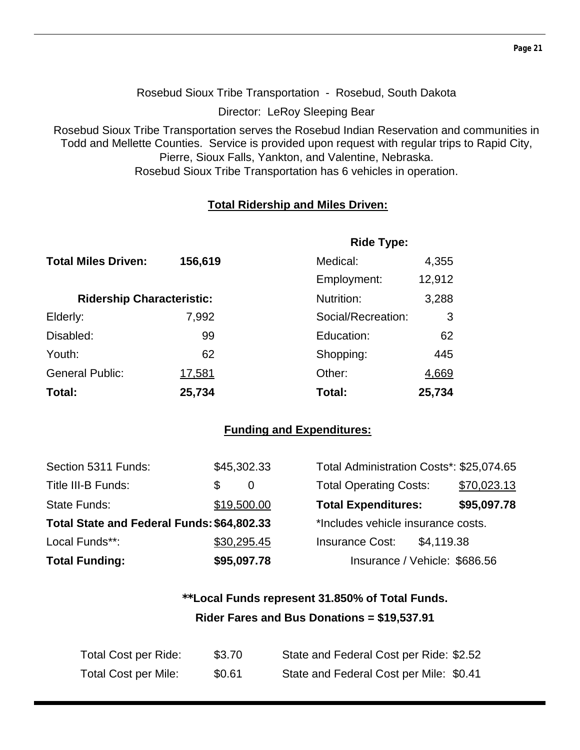Rosebud Sioux Tribe Transportation - Rosebud, South Dakota

Director: LeRoy Sleeping Bear

Rosebud Sioux Tribe Transportation serves the Rosebud Indian Reservation and communities in Todd and Mellette Counties. Service is provided upon request with regular trips to Rapid City, Pierre, Sioux Falls, Yankton, and Valentine, Nebraska.
Rosebud Sioux Tribe Transportation has 6 vehicles in operation.

## Total Ridership and Miles Driven:

| | | **Ride Type:** | |
|---|---|---|---|
| **Total Miles Driven:** | **156,619** | Medical: | 4,355 |
| | | Employment: | 12,912 |
| **Ridership Characteristic:** | | Nutrition: | 3,288 |
| Elderly: | 7,992 | Social/Recreation: | 3 |
| Disabled: | 99 | Education: | 62 |
| Youth: | 62 | Shopping: | 445 |
| General Public: | 17,581 | Other: | 4,669 |
| **Total:** | **25,734** | **Total:** | **25,734** |

## Funding and Expenditures:

| | | | |
|---|---|---|---|
| Section 5311 Funds: | $45,302.33 | Total Administration Costs*: | $25,074.65 |
| Title III-B Funds: | $ 0 | Total Operating Costs: | $70,023.13 |
| State Funds: | $19,500.00 | **Total Expenditures:** | **$95,097.78** |
| **Total State and Federal Funds:** | **$64,802.33** | *Includes vehicle insurance costs. | |
| Local Funds**: | $30,295.45 | Insurance Cost: | $4,119.38 |
| **Total Funding:** | **$95,097.78** | Insurance / Vehicle: | $686.56 |

**Local Funds represent 31.850% of Total Funds.**

**Rider Fares and Bus Donations = $19,537.91**

| | | | |
|---|---|---|---|
| Total Cost per Ride: | $3.70 | State and Federal Cost per Ride: | $2.52 |
| Total Cost per Mile: | $0.61 | State and Federal Cost per Mile: | $0.41 |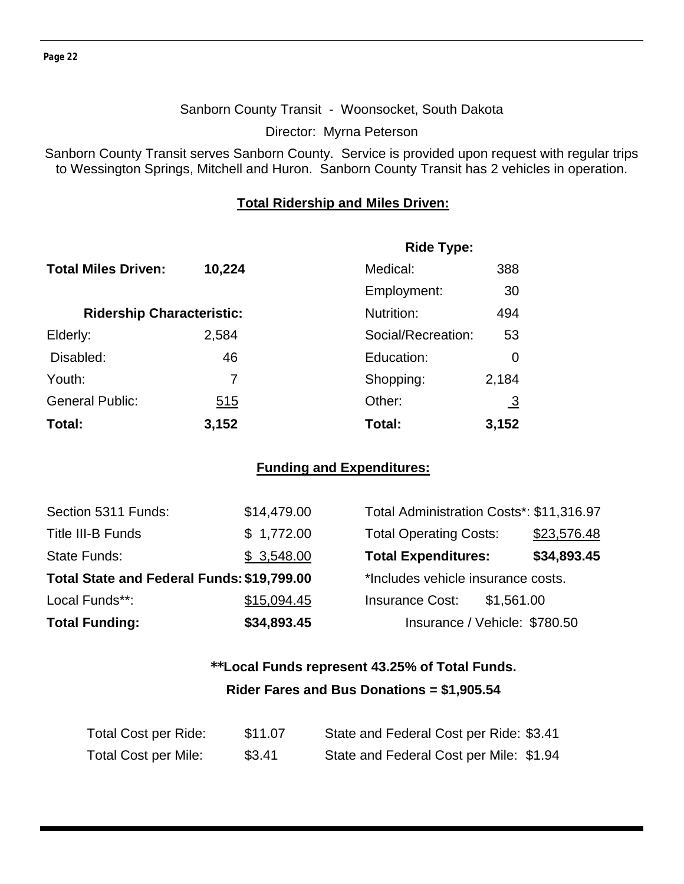Sanborn County Transit - Woonsocket, South Dakota

Director: Myrna Peterson

Sanborn County Transit serves Sanborn County. Service is provided upon request with regular trips to Wessington Springs, Mitchell and Huron. Sanborn County Transit has 2 vehicles in operation.

## Total Ridership and Miles Driven:

**Total Miles Driven:** **10,224**

| Ridership Characteristic: | | Ride Type: | |
|---|---|---|---|
| Elderly: | 2,584 | Medical: | 388 |
| Disabled: | 46 | Employment: | 30 |
| Youth: | 7 | Nutrition: | 494 |
| General Public: | 515 | Social/Recreation: | 53 |
| | | Education: | 0 |
| | | Shopping: | 2,184 |
| | | Other: | 3 |
| **Total:** | **3,152** | **Total:** | **3,152** |

## Funding and Expenditures:

| | | | |
|---|---|---|---|
| Section 5311 Funds: | $14,479.00 | Total Administration Costs*: | $11,316.97 |
| Title III-B Funds | $ 1,772.00 | Total Operating Costs: | $23,576.48 |
| State Funds: | $ 3,548.00 | **Total Expenditures:** | **$34,893.45** |
| **Total State and Federal Funds:** | **$19,799.00** | *Includes vehicle insurance costs. | |
| Local Funds**: | $15,094.45 | Insurance Cost: | $1,561.00 |
| **Total Funding:** | **$34,893.45** | Insurance / Vehicle: | $780.50 |

**\*\*Local Funds represent 43.25% of Total Funds.**

**Rider Fares and Bus Donations = $1,905.54**

| | | | |
|---|---|---|---|
| Total Cost per Ride: | $11.07 | State and Federal Cost per Ride: | $3.41 |
| Total Cost per Mile: | $3.41 | State and Federal Cost per Mile: | $1.94 |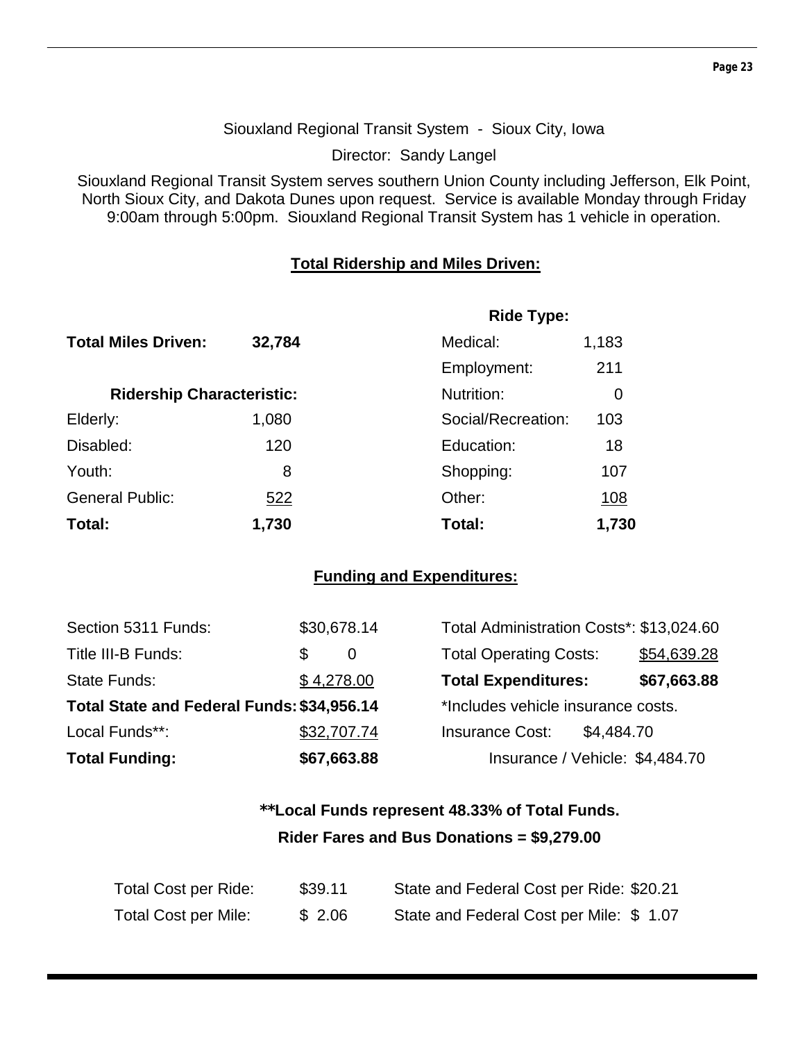Siouxland Regional Transit System - Sioux City, Iowa

Director: Sandy Langel

Siouxland Regional Transit System serves southern Union County including Jefferson, Elk Point, North Sioux City, and Dakota Dunes upon request. Service is available Monday through Friday 9:00am through 5:00pm. Siouxland Regional Transit System has 1 vehicle in operation.

## Total Ridership and Miles Driven:

**Total Miles Driven:** **32,784**

| Ridership Characteristic: | |
|---|---|
| Elderly: | 1,080 |
| Disabled: | 120 |
| Youth: | 8 |
| General Public: | 522 |
| **Total:** | **1,730** |

| Ride Type: | |
|---|---|
| Medical: | 1,183 |
| Employment: | 211 |
| Nutrition: | 0 |
| Social/Recreation: | 103 |
| Education: | 18 |
| Shopping: | 107 |
| Other: | 108 |
| **Total:** | **1,730** |

## Funding and Expenditures:

| | |
|---|---|
| Section 5311 Funds: | $30,678.14 |
| Title III-B Funds: | $ 0 |
| State Funds: | $ 4,278.00 |
| **Total State and Federal Funds:** | **$34,956.14** |
| Local Funds**: | $32,707.74 |
| **Total Funding:** | **$67,663.88** |

| | |
|---|---|
| Total Administration Costs*: | $13,024.60 |
| Total Operating Costs: | $54,639.28 |
| **Total Expenditures:** | **$67,663.88** |

*Includes vehicle insurance costs.

Insurance Cost: $4,484.70

Insurance / Vehicle: $4,484.70

**\*\*Local Funds represent 48.33% of Total Funds.**

**Rider Fares and Bus Donations = $9,279.00**

| | | | |
|---|---|---|---|
| Total Cost per Ride: | $39.11 | State and Federal Cost per Ride: | $20.21 |
| Total Cost per Mile: | $ 2.06 | State and Federal Cost per Mile: | $ 1.07 |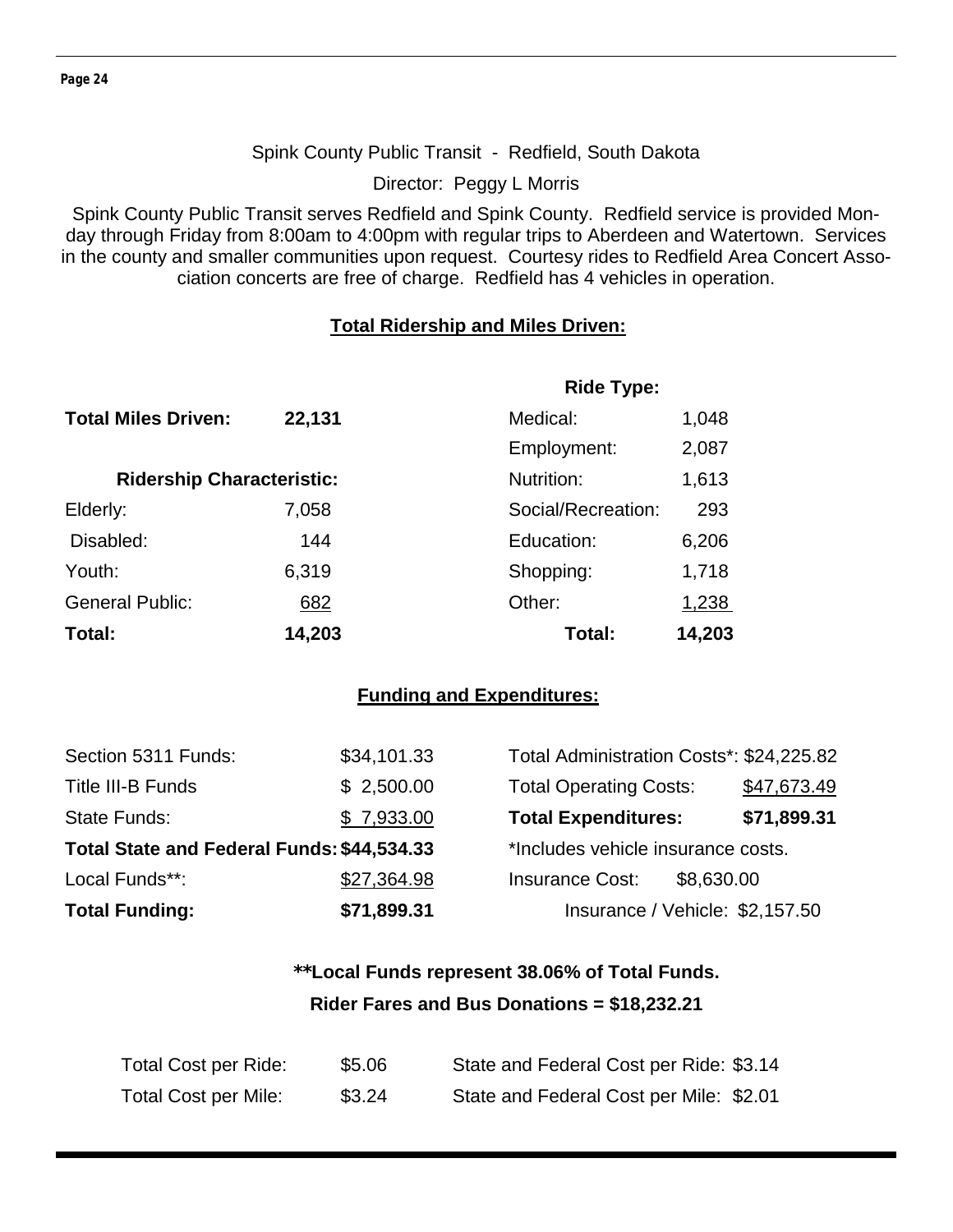Spink County Public Transit - Redfield, South Dakota

Director: Peggy L Morris

Spink County Public Transit serves Redfield and Spink County. Redfield service is provided Monday through Friday from 8:00am to 4:00pm with regular trips to Aberdeen and Watertown. Services in the county and smaller communities upon request. Courtesy rides to Redfield Area Concert Association concerts are free of charge. Redfield has 4 vehicles in operation.

## Total Ridership and Miles Driven:

**Total Miles Driven: 22,131**

| Ridership Characteristic: | |
|---|---|
| Elderly: | 7,058 |
| Disabled: | 144 |
| Youth: | 6,319 |
| General Public: | 682 |
| **Total:** | **14,203** |

| Ride Type: | |
|---|---|
| Medical: | 1,048 |
| Employment: | 2,087 |
| Nutrition: | 1,613 |
| Social/Recreation: | 293 |
| Education: | 6,206 |
| Shopping: | 1,718 |
| Other: | 1,238 |
| **Total:** | **14,203** |

## Funding and Expenditures:

| | |
|---|---|
| Section 5311 Funds: | $34,101.33 |
| Title III-B Funds | $ 2,500.00 |
| State Funds: | $ 7,933.00 |
| **Total State and Federal Funds:** | **$44,534.33** |
| Local Funds**: | $27,364.98 |
| **Total Funding:** | **$71,899.31** |

| | |
|---|---|
| Total Administration Costs*: | $24,225.82 |
| Total Operating Costs: | $47,673.49 |
| **Total Expenditures:** | **$71,899.31** |

*Includes vehicle insurance costs.

Insurance Cost: $8,630.00

Insurance / Vehicle: $2,157.50

**\*\*Local Funds represent 38.06% of Total Funds.**

**Rider Fares and Bus Donations = $18,232.21**

| | | | |
|---|---|---|---|
| Total Cost per Ride: | $5.06 | State and Federal Cost per Ride: | $3.14 |
| Total Cost per Mile: | $3.24 | State and Federal Cost per Mile: | $2.01 |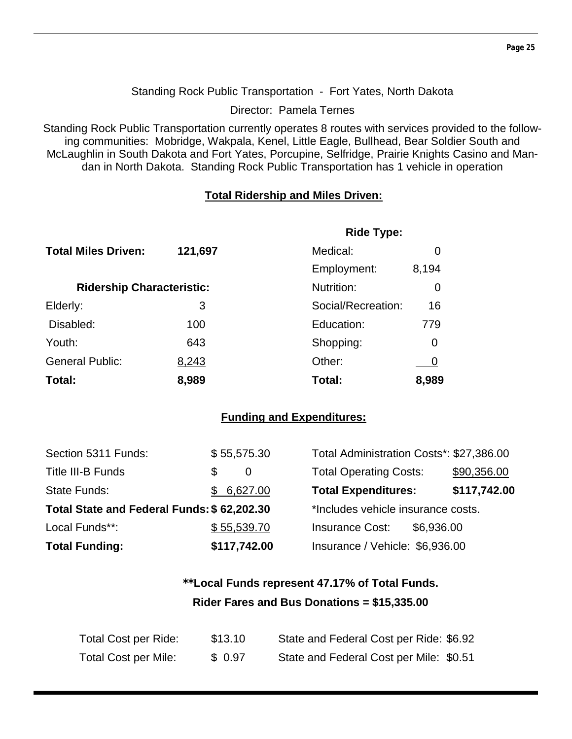Standing Rock Public Transportation - Fort Yates, North Dakota

Director: Pamela Ternes

Standing Rock Public Transportation currently operates 8 routes with services provided to the following communities: Mobridge, Wakpala, Kenel, Little Eagle, Bullhead, Bear Soldier South and McLaughlin in South Dakota and Fort Yates, Porcupine, Selfridge, Prairie Knights Casino and Mandan in North Dakota. Standing Rock Public Transportation has 1 vehicle in operation

## Total Ridership and Miles Driven:

| | | **Ride Type:** | |
|---|---|---|---|
| **Total Miles Driven:** | **121,697** | Medical: | 0 |
| | | Employment: | 8,194 |
| **Ridership Characteristic:** | | Nutrition: | 0 |
| Elderly: | 3 | Social/Recreation: | 16 |
| Disabled: | 100 | Education: | 779 |
| Youth: | 643 | Shopping: | 0 |
| General Public: | 8,243 | Other: | 0 |
| **Total:** | **8,989** | **Total:** | **8,989** |

## Funding and Expenditures:

| | | | |
|---|---|---|---|
| Section 5311 Funds: | $ 55,575.30 | Total Administration Costs*: | $27,386.00 |
| Title III-B Funds | $ 0 | Total Operating Costs: | $90,356.00 |
| State Funds: | $ 6,627.00 | **Total Expenditures:** | **$117,742.00** |
| **Total State and Federal Funds:** | **$ 62,202.30** | *Includes vehicle insurance costs. | |
| Local Funds**: | $ 55,539.70 | Insurance Cost: | $6,936.00 |
| **Total Funding:** | **$117,742.00** | Insurance / Vehicle: | $6,936.00 |

**\*\*Local Funds represent 47.17% of Total Funds.**

**Rider Fares and Bus Donations = $15,335.00**

| | | | |
|---|---|---|---|
| Total Cost per Ride: | $13.10 | State and Federal Cost per Ride: | $6.92 |
| Total Cost per Mile: | $ 0.97 | State and Federal Cost per Mile: | $0.51 |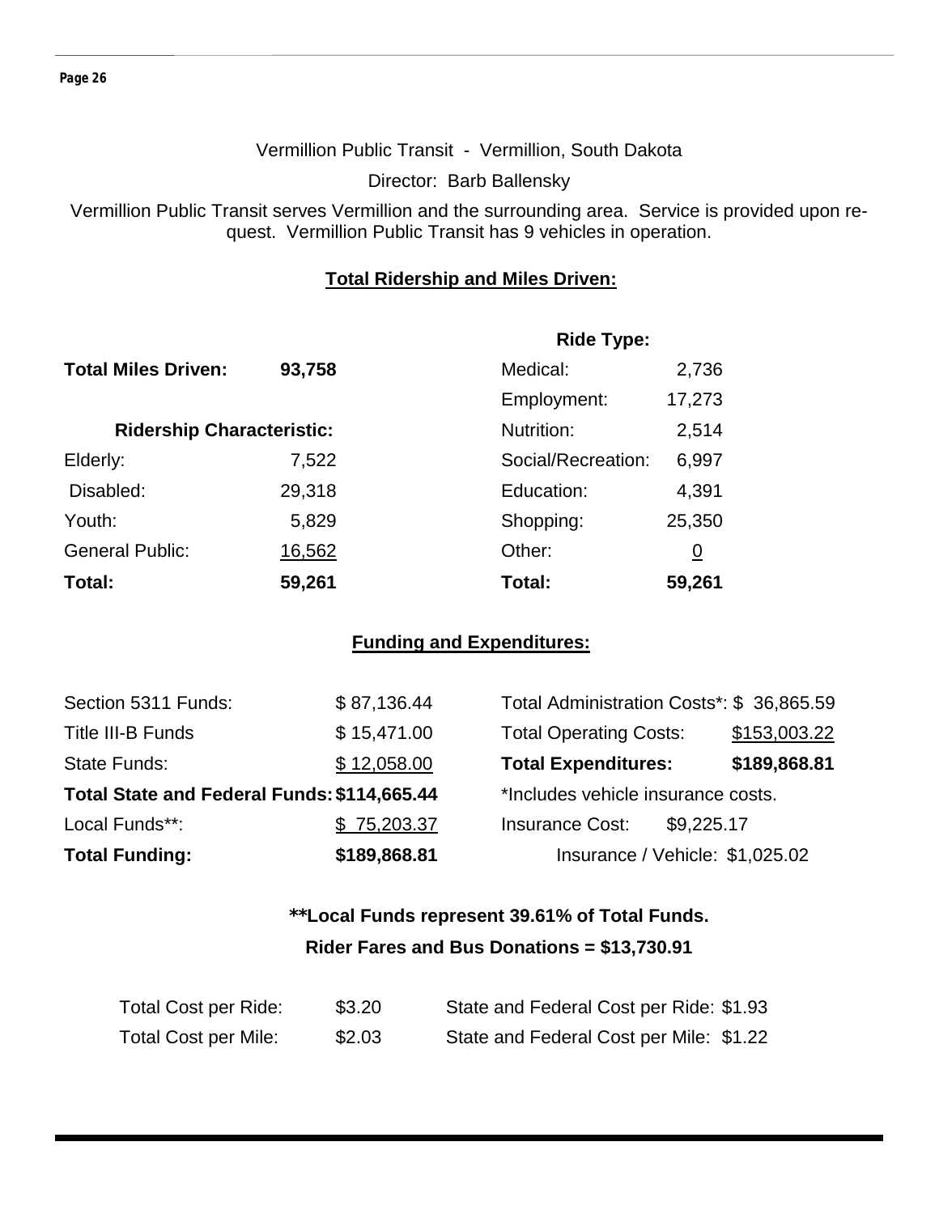Vermillion Public Transit - Vermillion, South Dakota

Director: Barb Ballensky

Vermillion Public Transit serves Vermillion and the surrounding area. Service is provided upon request. Vermillion Public Transit has 9 vehicles in operation.

## Total Ridership and Miles Driven:

**Total Miles Driven:** **93,758**

| Ridership Characteristic: | | Ride Type: | |
|---|---|---|---|
| | | Medical: | 2,736 |
| | | Employment: | 17,273 |
| | | Nutrition: | 2,514 |
| Elderly: | 7,522 | Social/Recreation: | 6,997 |
| Disabled: | 29,318 | Education: | 4,391 |
| Youth: | 5,829 | Shopping: | 25,350 |
| General Public: | 16,562 | Other: | 0 |
| **Total:** | **59,261** | **Total:** | **59,261** |

## Funding and Expenditures:

| | | | |
|---|---|---|---|
| Section 5311 Funds: | $ 87,136.44 | Total Administration Costs*: | $ 36,865.59 |
| Title III-B Funds | $ 15,471.00 | Total Operating Costs: | $153,003.22 |
| State Funds: | $ 12,058.00 | **Total Expenditures:** | **$189,868.81** |
| **Total State and Federal Funds:** | **$114,665.44** | *Includes vehicle insurance costs. | |
| Local Funds**: | $ 75,203.37 | Insurance Cost: | $9,225.17 |
| **Total Funding:** | **$189,868.81** | Insurance / Vehicle: | $1,025.02 |

**\*\*Local Funds represent 39.61% of Total Funds.**

**Rider Fares and Bus Donations = $13,730.91**

| | | | |
|---|---|---|---|
| Total Cost per Ride: | $3.20 | State and Federal Cost per Ride: | $1.93 |
| Total Cost per Mile: | $2.03 | State and Federal Cost per Mile: | $1.22 |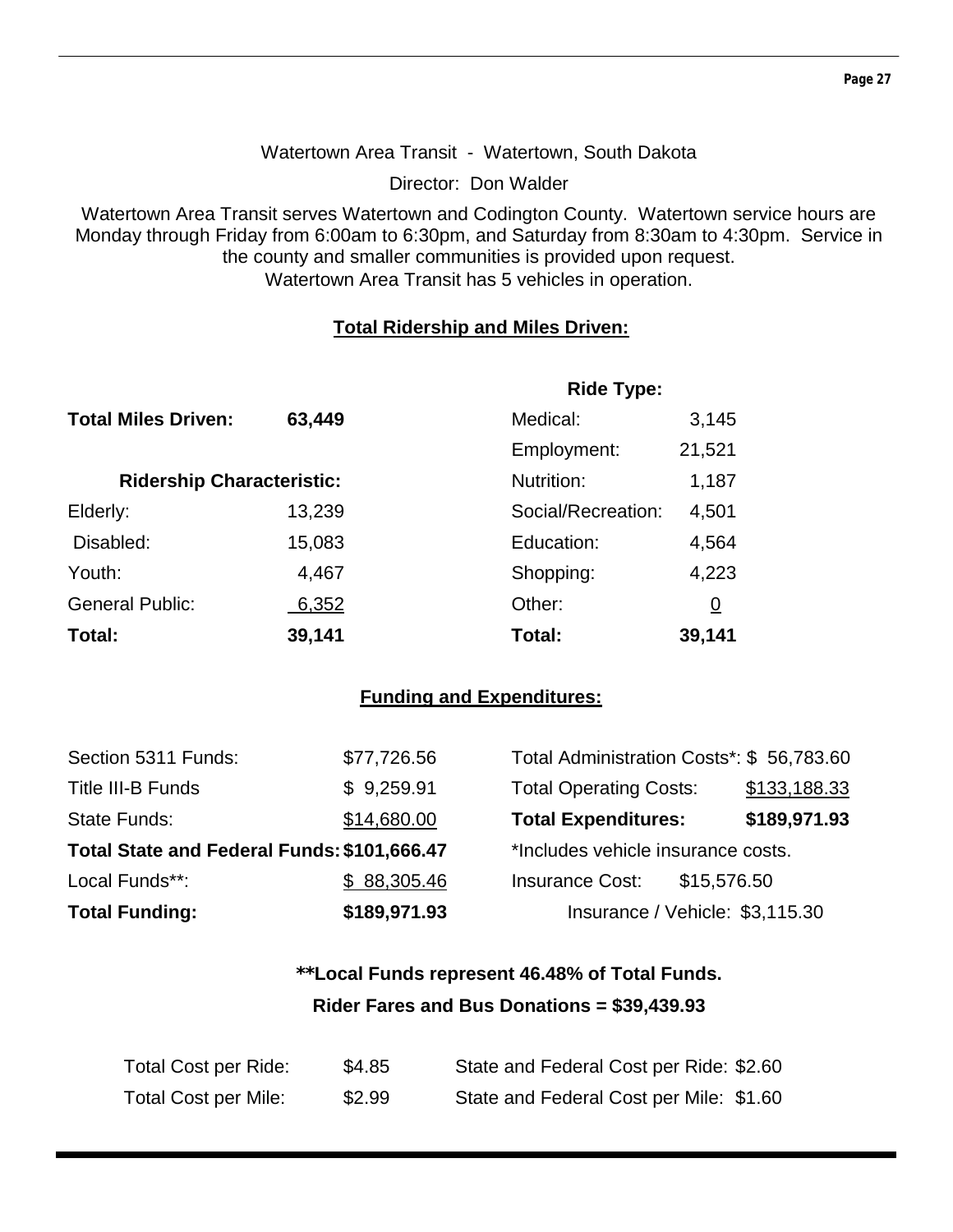Watertown Area Transit - Watertown, South Dakota

Director: Don Walder

Watertown Area Transit serves Watertown and Codington County. Watertown service hours are Monday through Friday from 6:00am to 6:30pm, and Saturday from 8:30am to 4:30pm. Service in the county and smaller communities is provided upon request.
Watertown Area Transit has 5 vehicles in operation.

**Total Ridership and Miles Driven:**

**Total Miles Driven:** **63,449**

| **Ridership Characteristic:** | |
|---|---|
| Elderly: | 13,239 |
| Disabled: | 15,083 |
| Youth: | 4,467 |
| General Public: | 6,352 |
| **Total:** | **39,141** |

| **Ride Type:** | |
|---|---|
| Medical: | 3,145 |
| Employment: | 21,521 |
| Nutrition: | 1,187 |
| Social/Recreation: | 4,501 |
| Education: | 4,564 |
| Shopping: | 4,223 |
| Other: | 0 |
| **Total:** | **39,141** |

**Funding and Expenditures:**

| | |
|---|---|
| Section 5311 Funds: | $77,726.56 |
| Title III-B Funds | $ 9,259.91 |
| State Funds: | $14,680.00 |
| **Total State and Federal Funds:** | **$101,666.47** |
| Local Funds**: | $ 88,305.46 |
| **Total Funding:** | **$189,971.93** |

| | |
|---|---|
| Total Administration Costs*: | $ 56,783.60 |
| Total Operating Costs: | $133,188.33 |
| **Total Expenditures:** | **$189,971.93** |

*Includes vehicle insurance costs.

Insurance Cost: $15,576.50

Insurance / Vehicle: $3,115.30

**Local Funds represent 46.48% of Total Funds.**

**Rider Fares and Bus Donations = $39,439.93**

| | | | |
|---|---|---|---|
| Total Cost per Ride: | $4.85 | State and Federal Cost per Ride: | $2.60 |
| Total Cost per Mile: | $2.99 | State and Federal Cost per Mile: | $1.60 |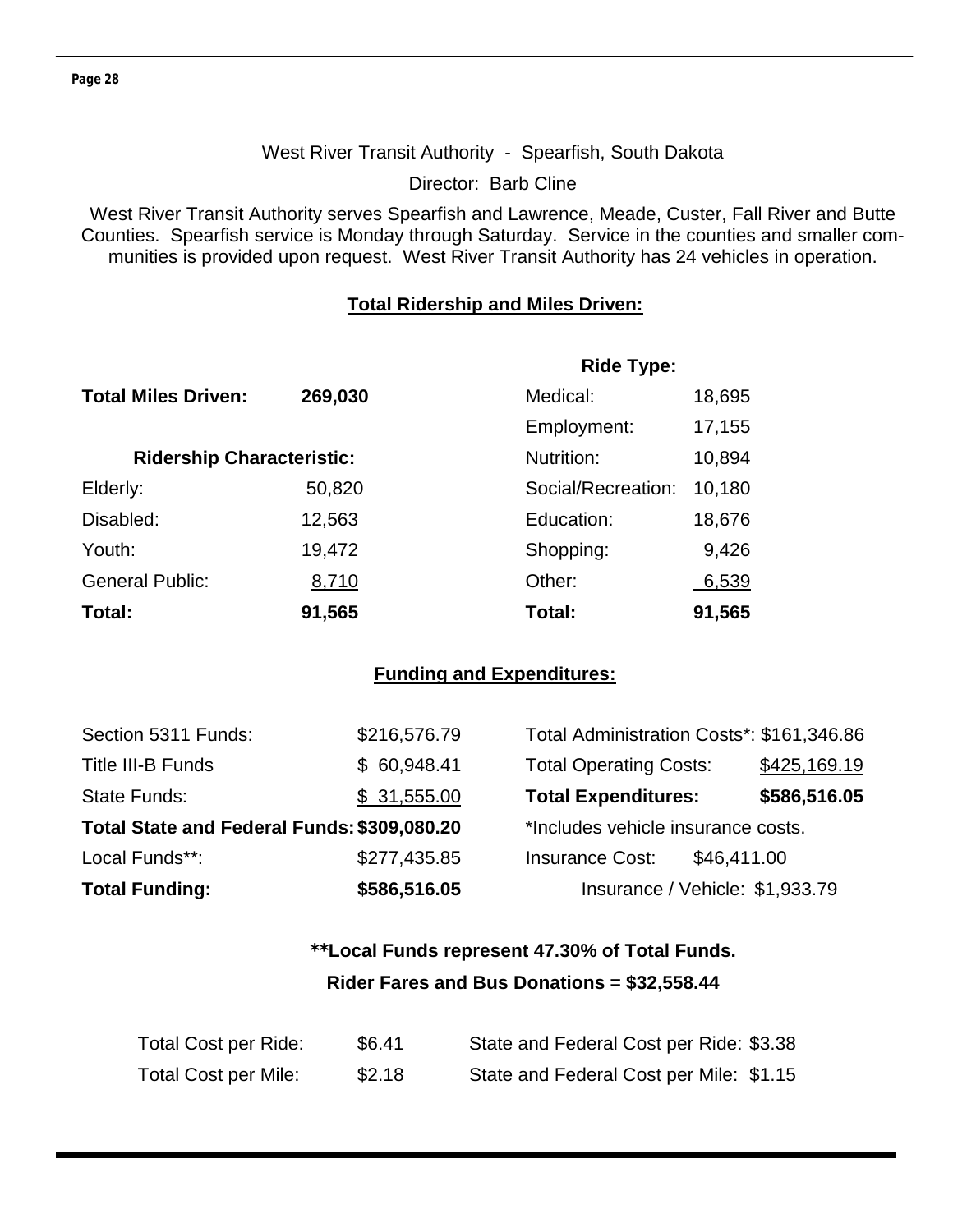West River Transit Authority - Spearfish, South Dakota

Director: Barb Cline

West River Transit Authority serves Spearfish and Lawrence, Meade, Custer, Fall River and Butte Counties. Spearfish service is Monday through Saturday. Service in the counties and smaller communities is provided upon request. West River Transit Authority has 24 vehicles in operation.

**Total Ridership and Miles Driven:**

**Total Miles Driven:** **269,030**

| **Ridership Characteristic:** | | **Ride Type:** | |
|---|---|---|---|
| | | Medical: | 18,695 |
| | | Employment: | 17,155 |
| | | Nutrition: | 10,894 |
| Elderly: | 50,820 | Social/Recreation: | 10,180 |
| Disabled: | 12,563 | Education: | 18,676 |
| Youth: | 19,472 | Shopping: | 9,426 |
| General Public: | 8,710 | Other: | 6,539 |
| **Total:** | **91,565** | **Total:** | **91,565** |

**Funding and Expenditures:**

| | | | |
|---|---|---|---|
| Section 5311 Funds: | $216,576.79 | Total Administration Costs*: | $161,346.86 |
| Title III-B Funds | $ 60,948.41 | Total Operating Costs: | $425,169.19 |
| State Funds: | $ 31,555.00 | **Total Expenditures:** | **$586,516.05** |
| **Total State and Federal Funds:** | **$309,080.20** | *Includes vehicle insurance costs. | |
| Local Funds**: | $277,435.85 | Insurance Cost: | $46,411.00 |
| **Total Funding:** | **$586,516.05** | Insurance / Vehicle: | $1,933.79 |

****Local Funds represent 47.30% of Total Funds.**

**Rider Fares and Bus Donations = $32,558.44**

| | | | |
|---|---|---|---|
| Total Cost per Ride: | $6.41 | State and Federal Cost per Ride: | $3.38 |
| Total Cost per Mile: | $2.18 | State and Federal Cost per Mile: | $1.15 |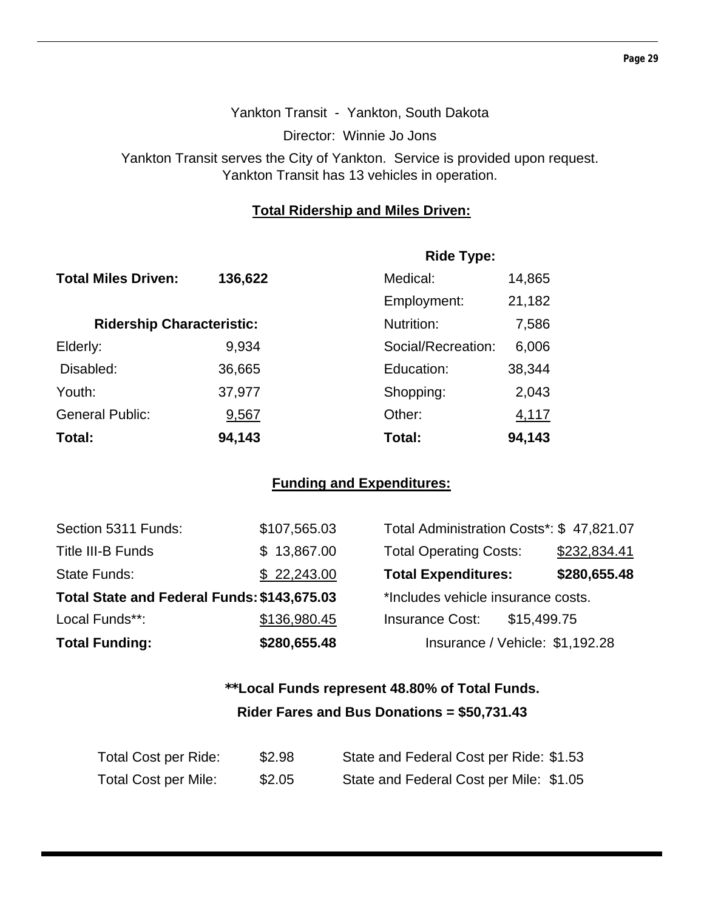Yankton Transit - Yankton, South Dakota

Director: Winnie Jo Jons

Yankton Transit serves the City of Yankton. Service is provided upon request. Yankton Transit has 13 vehicles in operation.

## Total Ridership and Miles Driven:

**Total Miles Driven:** **136,622**

| Ridership Characteristic: | | Ride Type: | |
|---|---|---|---|
| | | Medical: | 14,865 |
| | | Employment: | 21,182 |
| | | Nutrition: | 7,586 |
| Elderly: | 9,934 | Social/Recreation: | 6,006 |
| Disabled: | 36,665 | Education: | 38,344 |
| Youth: | 37,977 | Shopping: | 2,043 |
| General Public: | 9,567 | Other: | 4,117 |
| **Total:** | **94,143** | **Total:** | **94,143** |

## Funding and Expenditures:

| | | | |
|---|---|---|---|
| Section 5311 Funds: | $107,565.03 | Total Administration Costs*: | $ 47,821.07 |
| Title III-B Funds | $ 13,867.00 | Total Operating Costs: | $232,834.41 |
| State Funds: | $ 22,243.00 | **Total Expenditures:** | **$280,655.48** |
| **Total State and Federal Funds:** | **$143,675.03** | *Includes vehicle insurance costs. | |
| Local Funds**: | $136,980.45 | Insurance Cost: | $15,499.75 |
| **Total Funding:** | **$280,655.48** | Insurance / Vehicle: | $1,192.28 |

**\*\*Local Funds represent 48.80% of Total Funds.**

**Rider Fares and Bus Donations = $50,731.43**

| | | | |
|---|---|---|---|
| Total Cost per Ride: | $2.98 | State and Federal Cost per Ride: | $1.53 |
| Total Cost per Mile: | $2.05 | State and Federal Cost per Mile: | $1.05 |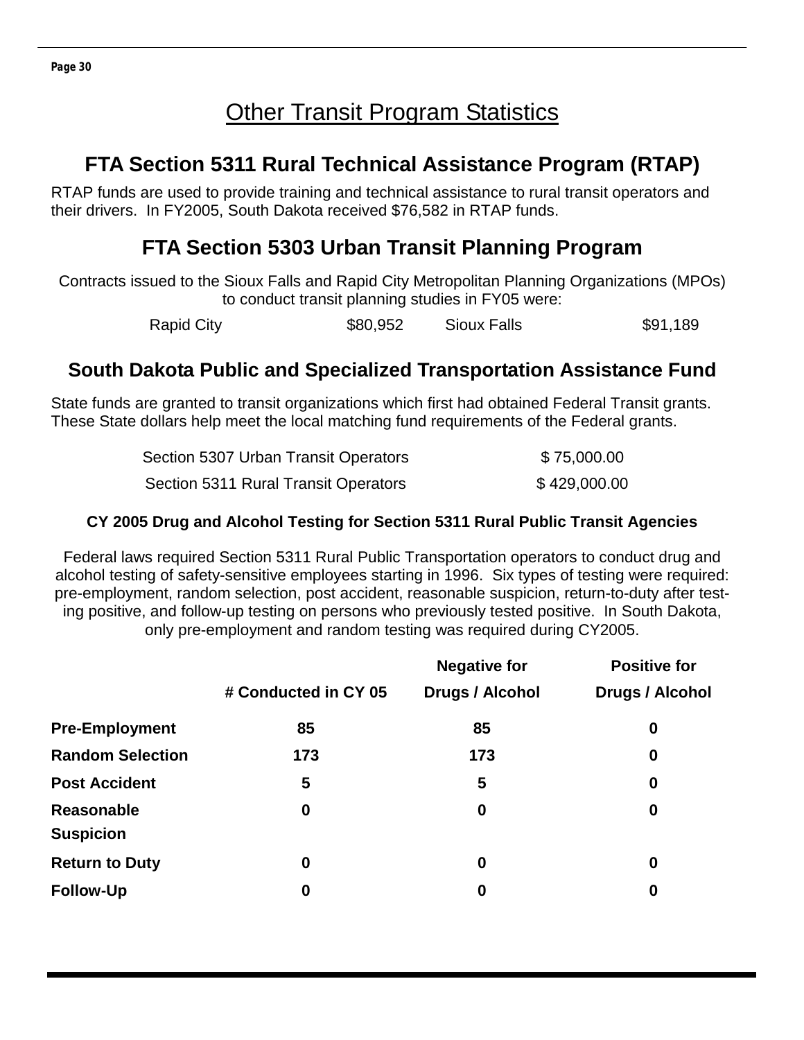# Other Transit Program Statistics

## FTA Section 5311 Rural Technical Assistance Program (RTAP)

RTAP funds are used to provide training and technical assistance to rural transit operators and their drivers. In FY2005, South Dakota received $76,582 in RTAP funds.

## FTA Section 5303 Urban Transit Planning Program

Contracts issued to the Sioux Falls and Rapid City Metropolitan Planning Organizations (MPOs) to conduct transit planning studies in FY05 were:

| Rapid City | $80,952 | Sioux Falls | $91,189 |
|---|---|---|---|

## South Dakota Public and Specialized Transportation Assistance Fund

State funds are granted to transit organizations which first had obtained Federal Transit grants. These State dollars help meet the local matching fund requirements of the Federal grants.

| Section 5307 Urban Transit Operators | $ 75,000.00 |
|---|---|
| Section 5311 Rural Transit Operators | $ 429,000.00 |

### CY 2005 Drug and Alcohol Testing for Section 5311 Rural Public Transit Agencies

Federal laws required Section 5311 Rural Public Transportation operators to conduct drug and alcohol testing of safety-sensitive employees starting in 1996. Six types of testing were required: pre-employment, random selection, post accident, reasonable suspicion, return-to-duty after testing positive, and follow-up testing on persons who previously tested positive. In South Dakota, only pre-employment and random testing was required during CY2005.

| | # Conducted in CY 05 | Negative for Drugs / Alcohol | Positive for Drugs / Alcohol |
|---|---|---|---|
| **Pre-Employment** | 85 | 85 | 0 |
| **Random Selection** | 173 | 173 | 0 |
| **Post Accident** | 5 | 5 | 0 |
| **Reasonable Suspicion** | 0 | 0 | 0 |
| **Return to Duty** | 0 | 0 | 0 |
| **Follow-Up** | 0 | 0 | 0 |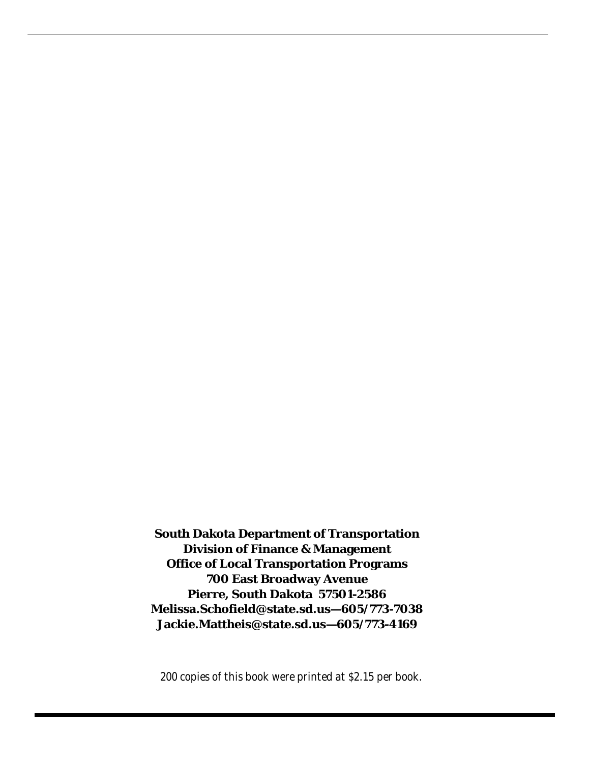**South Dakota Department of Transportation**
**Division of Finance & Management**
**Office of Local Transportation Programs**
**700 East Broadway Avenue**
**Pierre, South Dakota 57501-2586**
**Melissa.Schofield@state.sd.us—605/773-7038**
**Jackie.Mattheis@state.sd.us—605/773-4169**

*200 copies of this book were printed at $2.15 per book.*